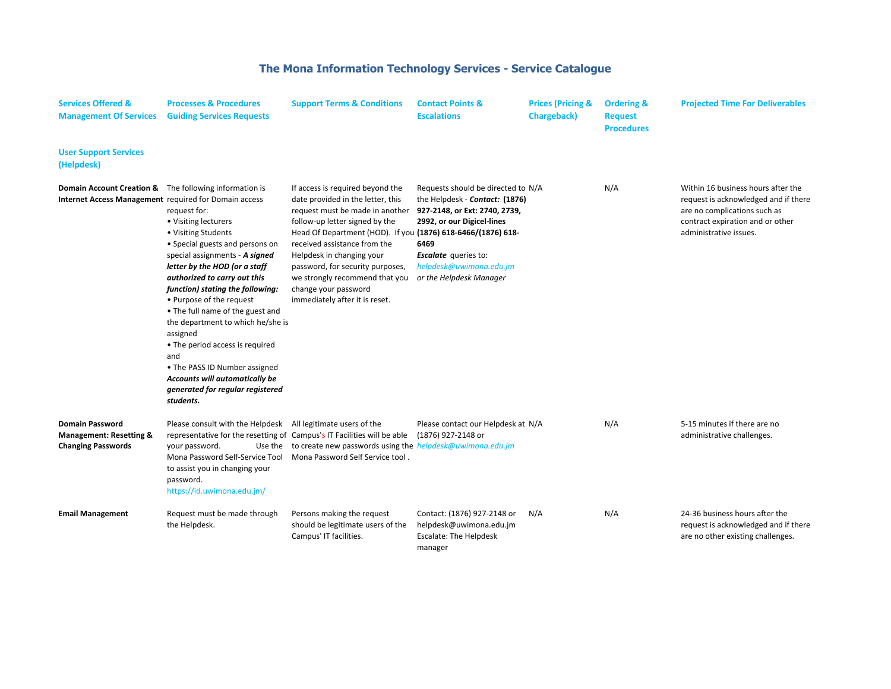# The Mona Information Technology Services - Service Catalogue

| Services Offered & Management Of Services | Processes & Procedures Guiding Services Requests | Support Terms & Conditions | Contact Points & Escalations | Prices (Pricing & Chargeback) | Ordering & Request Procedures | Projected Time For Deliverables |
|---|---|---|---|---|---|---|
| **User Support Services (Helpdesk)** | | | | | | |
| **Domain Account Creation & Internet Access Management** | The following information is required for Domain access request for:<br>• Visiting lecturers<br>• Visiting Students<br>• Special guests and persons on special assignments - ***A signed letter by the HOD (or a staff authorized to carry out this function) stating the following:***<br>• Purpose of the request<br>• The full name of the guest and the department to which he/she is assigned<br>• The period access is required and<br>• The PASS ID Number assigned<br>***Accounts will automatically be generated for regular registered students.*** | If access is required beyond the date provided in the letter, this request must be made in another follow-up letter signed by the Head Of Department (HOD). If you received assistance from the Helpdesk in changing your password, for security purposes, we strongly recommend that you change your password immediately after it is reset. | Requests should be directed to the Helpdesk - ***Contact:*** **(1876) 927-2148, or Ext: 2740, 2739, 2992, or our Digicel-lines (1876) 618-6466/(1876) 618-6469**<br>***Escalate*** queries to: *helpdesk@uwimona.edu.jm or the Helpdesk Manager* | N/A | N/A | Within 16 business hours after the request is acknowledged and if there are no complications such as contract expiration and or other administrative issues. |
| **Domain Password Management: Resetting & Changing Passwords** | Please consult with the Helpdesk representative for the resetting of your password. Use the Mona Password Self-Service Tool to assist you in changing your password.<br>https://id.uwimona.edu.jm/ | All legitimate users of the Campus's IT Facilities will be able to create new passwords using the Mona Password Self Service tool . | Please contact our Helpdesk at (1876) 927-2148 or *helpdesk@uwimona.edu.jm* | N/A | N/A | 5-15 minutes if there are no administrative challenges. |
| **Email Management** | Request must be made through the Helpdesk. | Persons making the request should be legitimate users of the Campus' IT facilities. | Contact: (1876) 927-2148 or helpdesk@uwimona.edu.jm<br>Escalate: The Helpdesk manager | N/A | N/A | 24-36 business hours after the request is acknowledged and if there are no other existing challenges. |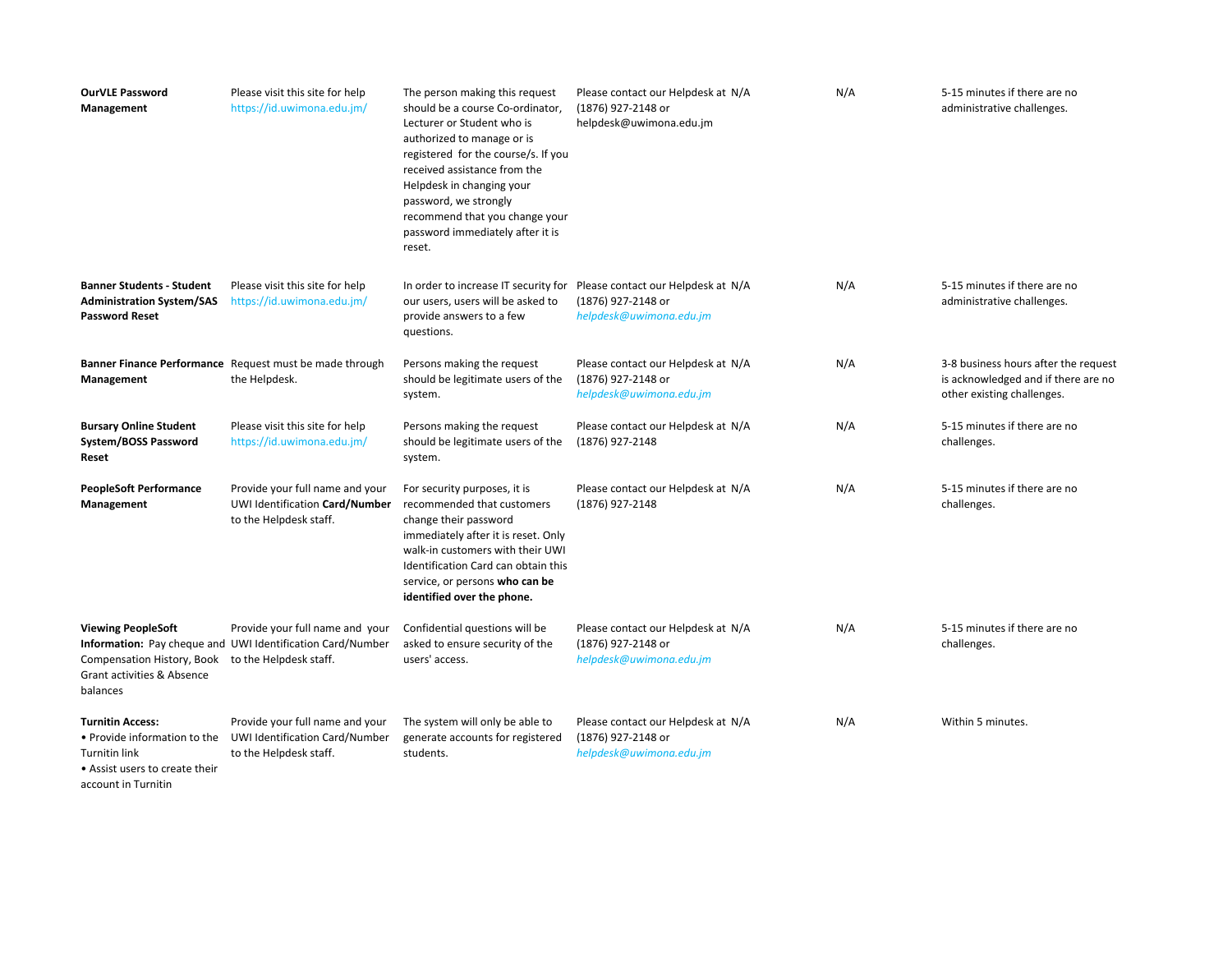| | | | | | | |
|---|---|---|---|---|---|---|
| **OurVLE Password Management** | Please visit this site for help https://id.uwimona.edu.jm/ | The person making this request should be a course Co-ordinator, Lecturer or Student who is authorized to manage or is registered for the course/s. If you received assistance from the Helpdesk in changing your password, we strongly recommend that you change your password immediately after it is reset. | Please contact our Helpdesk at (1876) 927-2148 or helpdesk@uwimona.edu.jm | N/A | N/A | 5-15 minutes if there are no administrative challenges. |
| **Banner Students - Student Administration System/SAS Password Reset** | Please visit this site for help https://id.uwimona.edu.jm/ | In order to increase IT security for our users, users will be asked to provide answers to a few questions. | Please contact our Helpdesk at (1876) 927-2148 or *helpdesk@uwimona.edu.jm* | N/A | N/A | 5-15 minutes if there are no administrative challenges. |
| **Banner Finance Performance Management** | Request must be made through the Helpdesk. | Persons making the request should be legitimate users of the system. | Please contact our Helpdesk at (1876) 927-2148 or *helpdesk@uwimona.edu.jm* | N/A | N/A | 3-8 business hours after the request is acknowledged and if there are no other existing challenges. |
| **Bursary Online Student System/BOSS Password Reset** | Please visit this site for help https://id.uwimona.edu.jm/ | Persons making the request should be legitimate users of the system. | Please contact our Helpdesk at (1876) 927-2148 | N/A | N/A | 5-15 minutes if there are no challenges. |
| **PeopleSoft Performance Management** | Provide your full name and your UWI Identification **Card/Number** to the Helpdesk staff. | For security purposes, it is recommended that customers change their password immediately after it is reset. Only walk-in customers with their UWI Identification Card can obtain this service, or persons **who can be identified over the phone.** | Please contact our Helpdesk at (1876) 927-2148 | N/A | N/A | 5-15 minutes if there are no challenges. |
| **Viewing PeopleSoft Information:** Pay cheque and Compensation History, Book Grant activities & Absence balances | Provide your full name and your UWI Identification Card/Number to the Helpdesk staff. | Confidential questions will be asked to ensure security of the users' access. | Please contact our Helpdesk at (1876) 927-2148 or *helpdesk@uwimona.edu.jm* | N/A | N/A | 5-15 minutes if there are no challenges. |
| **Turnitin Access:** • Provide information to the Turnitin link • Assist users to create their account in Turnitin | Provide your full name and your UWI Identification Card/Number to the Helpdesk staff. | The system will only be able to generate accounts for registered students. | Please contact our Helpdesk at (1876) 927-2148 or *helpdesk@uwimona.edu.jm* | N/A | N/A | Within 5 minutes. |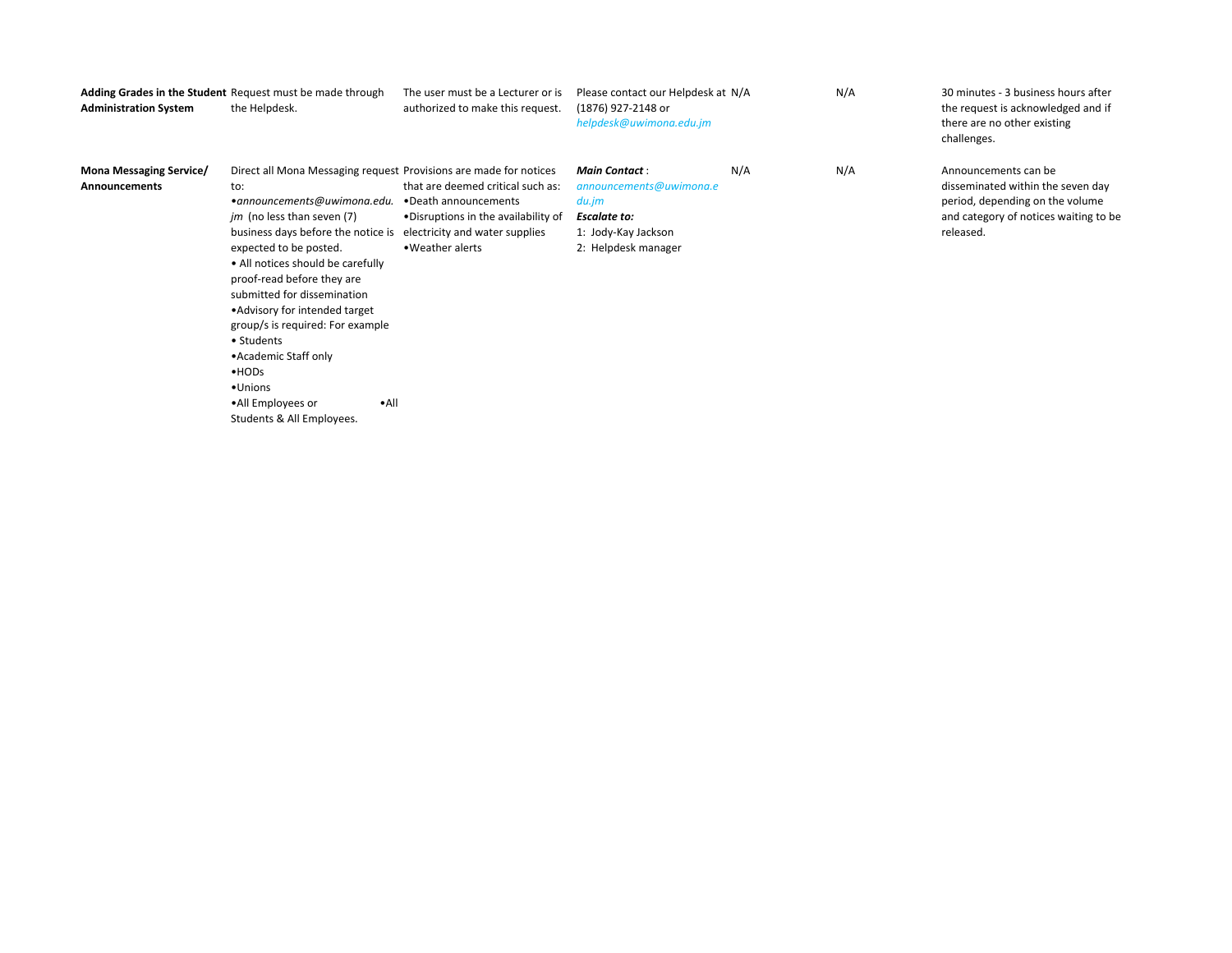| | | | | | | |
|---|---|---|---|---|---|---|
| **Adding Grades in the Student Administration System** | Request must be made through the Helpdesk. | The user must be a Lecturer or is authorized to make this request. | Please contact our Helpdesk at (1876) 927-2148 or *helpdesk@uwimona.edu.jm* | N/A | N/A | 30 minutes - 3 business hours after the request is acknowledged and if there are no other existing challenges. |
| **Mona Messaging Service/ Announcements** | Direct all Mona Messaging request to: •*announcements@uwimona.edu.jm* (no less than seven (7) business days before the notice is expected to be posted. • All notices should be carefully proof-read before they are submitted for dissemination •Advisory for intended target group/s is required: For example • Students •Academic Staff only •HODs •Unions •All Employees or •All Students & All Employees. | Provisions are made for notices that are deemed critical such as: •Death announcements •Disruptions in the availability of electricity and water supplies •Weather alerts | ***Main Contact*** : *announcements@uwimona.edu.jm* ***Escalate to:*** 1: Jody-Kay Jackson 2: Helpdesk manager | N/A | N/A | Announcements can be disseminated within the seven day period, depending on the volume and category of notices waiting to be released. |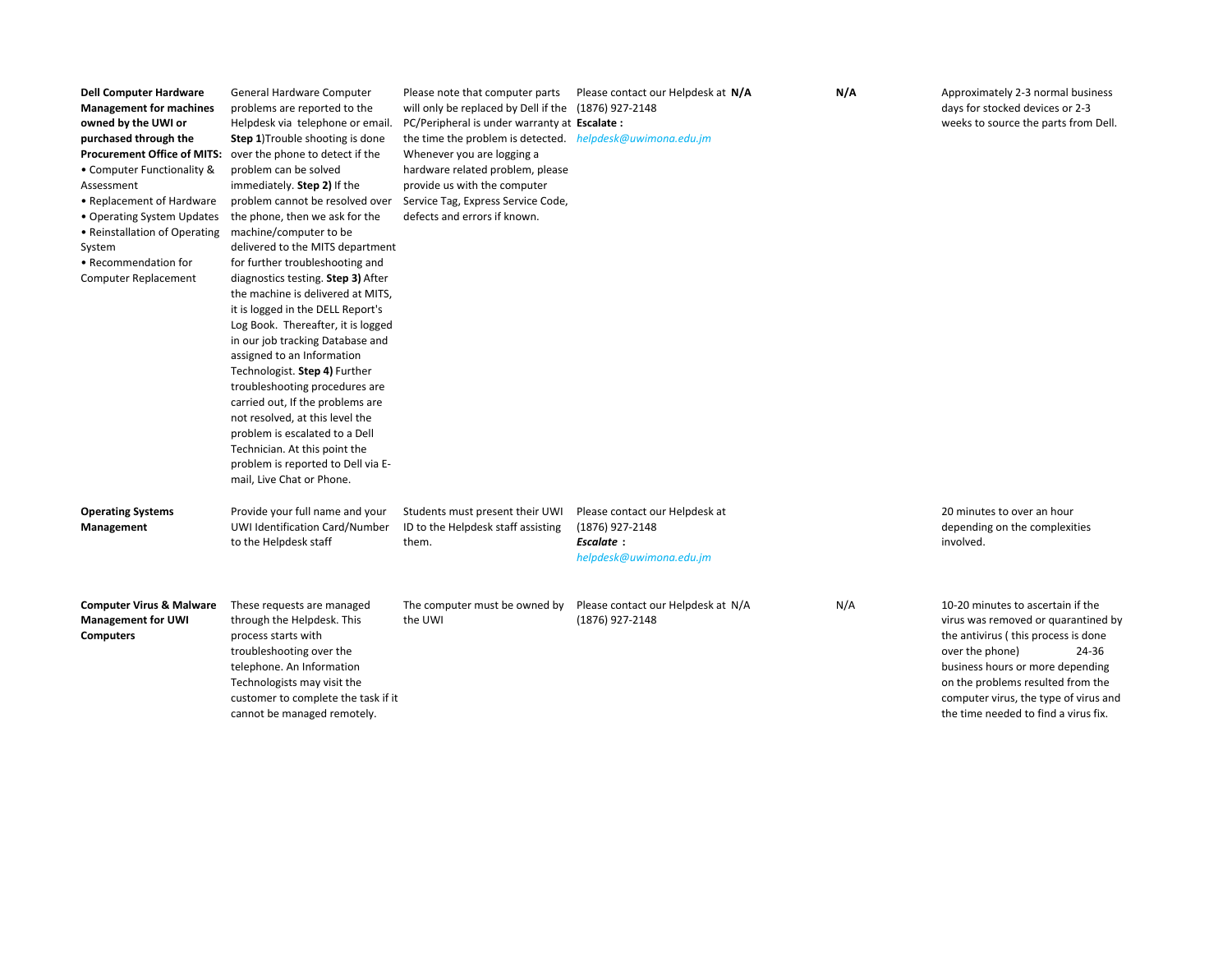| | | | | | | |
|---|---|---|---|---|---|---|
| **Dell Computer Hardware Management for machines owned by the UWI or purchased through the Procurement Office of MITS:** • Computer Functionality & Assessment • Replacement of Hardware • Operating System Updates • Reinstallation of Operating System • Recommendation for Computer Replacement | General Hardware Computer problems are reported to the Helpdesk via telephone or email. **Step 1**)Trouble shooting is done over the phone to detect if the problem can be solved immediately. **Step 2)** If the problem cannot be resolved over the phone, then we ask for the machine/computer to be delivered to the MITS department for further troubleshooting and diagnostics testing. **Step 3)** After the machine is delivered at MITS, it is logged in the DELL Report's Log Book. Thereafter, it is logged in our job tracking Database and assigned to an Information Technologist. **Step 4)** Further troubleshooting procedures are carried out, If the problems are not resolved, at this level the problem is escalated to a Dell Technician. At this point the problem is reported to Dell via E-mail, Live Chat or Phone. | Please note that computer parts will only be replaced by Dell if the PC/Peripheral is under warranty at the time the problem is detected. Whenever you are logging a hardware related problem, please provide us with the computer Service Tag, Express Service Code, defects and errors if known. | Please contact our Helpdesk at (1876) 927-2148 **Escalate :** *helpdesk@uwimona.edu.jm* | **N/A** | **N/A** | Approximately 2-3 normal business days for stocked devices or 2-3 weeks to source the parts from Dell. |
| **Operating Systems Management** | Provide your full name and your UWI Identification Card/Number to the Helpdesk staff | Students must present their UWI ID to the Helpdesk staff assisting them. | Please contact our Helpdesk at (1876) 927-2148 ***Escalate :*** *helpdesk@uwimona.edu.jm* | | | 20 minutes to over an hour depending on the complexities involved. |
| **Computer Virus & Malware Management for UWI Computers** | These requests are managed through the Helpdesk. This process starts with troubleshooting over the telephone. An Information Technologists may visit the customer to complete the task if it cannot be managed remotely. | The computer must be owned by the UWI | Please contact our Helpdesk at (1876) 927-2148 | N/A | N/A | 10-20 minutes to ascertain if the virus was removed or quarantined by the antivirus ( this process is done over the phone) 24-36 business hours or more depending on the problems resulted from the computer virus, the type of virus and the time needed to find a virus fix. |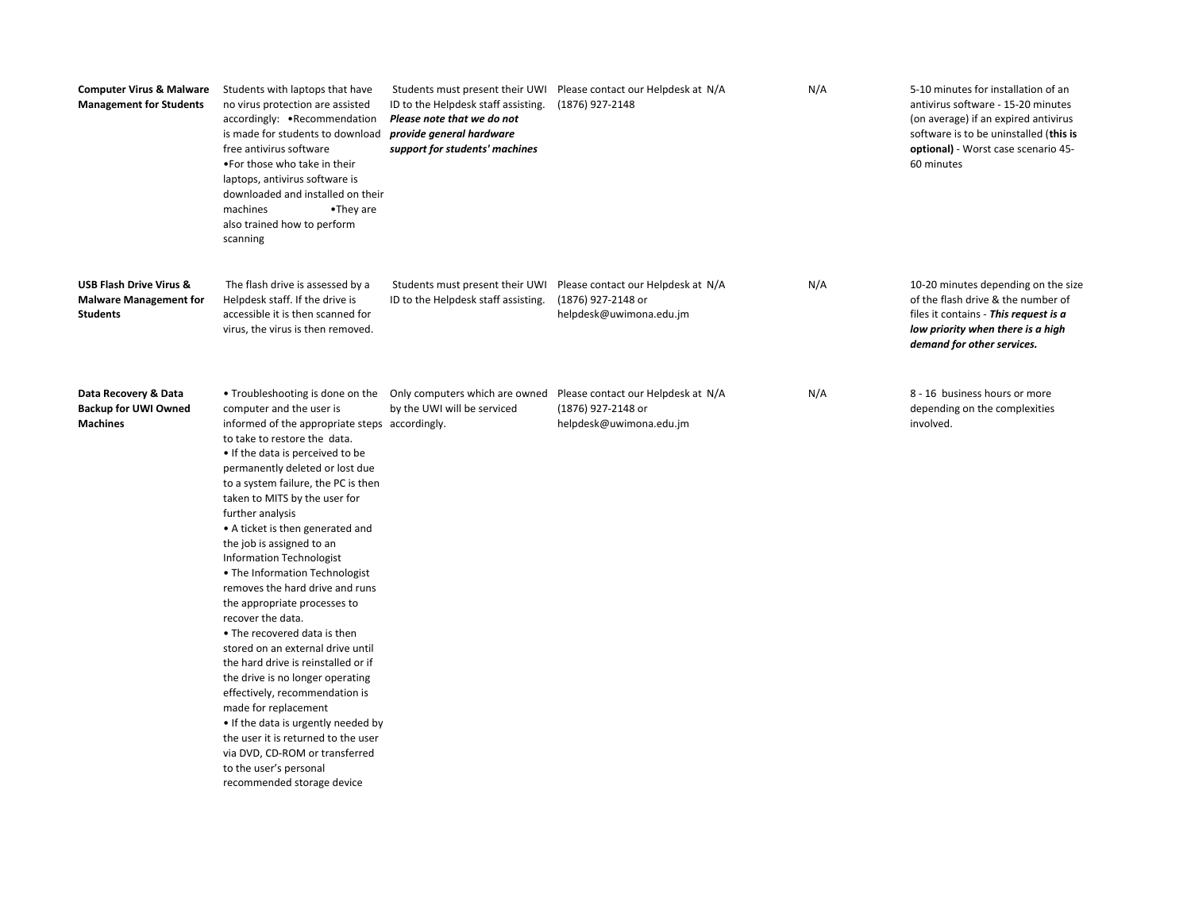| | | | | | | |
|---|---|---|---|---|---|---|
| **Computer Virus & Malware Management for Students** | Students with laptops that have no virus protection are assisted accordingly: •Recommendation is made for students to download free antivirus software •For those who take in their laptops, antivirus software is downloaded and installed on their machines •They are also trained how to perform scanning | Students must present their UWI ID to the Helpdesk staff assisting. ***Please note that we do not provide general hardware support for students' machines*** | Please contact our Helpdesk at (1876) 927-2148 | N/A | N/A | 5-10 minutes for installation of an antivirus software - 15-20 minutes (on average) if an expired antivirus software is to be uninstalled (**this is optional)** - Worst case scenario 45-60 minutes |
| **USB Flash Drive Virus & Malware Management for Students** | The flash drive is assessed by a Helpdesk staff. If the drive is accessible it is then scanned for virus, the virus is then removed. | Students must present their UWI ID to the Helpdesk staff assisting. | Please contact our Helpdesk at (1876) 927-2148 or helpdesk@uwimona.edu.jm | N/A | N/A | 10-20 minutes depending on the size of the flash drive & the number of files it contains - ***This request is a low priority when there is a high demand for other services.*** |
| **Data Recovery & Data Backup for UWI Owned Machines** | • Troubleshooting is done on the computer and the user is informed of the appropriate steps to take to restore the data. • If the data is perceived to be permanently deleted or lost due to a system failure, the PC is then taken to MITS by the user for further analysis • A ticket is then generated and the job is assigned to an Information Technologist • The Information Technologist removes the hard drive and runs the appropriate processes to recover the data. • The recovered data is then stored on an external drive until the hard drive is reinstalled or if the drive is no longer operating effectively, recommendation is made for replacement • If the data is urgently needed by the user it is returned to the user via DVD, CD-ROM or transferred to the user's personal recommended storage device | Only computers which are owned by the UWI will be serviced accordingly. | Please contact our Helpdesk at (1876) 927-2148 or helpdesk@uwimona.edu.jm | N/A | N/A | 8 - 16 business hours or more depending on the complexities involved. |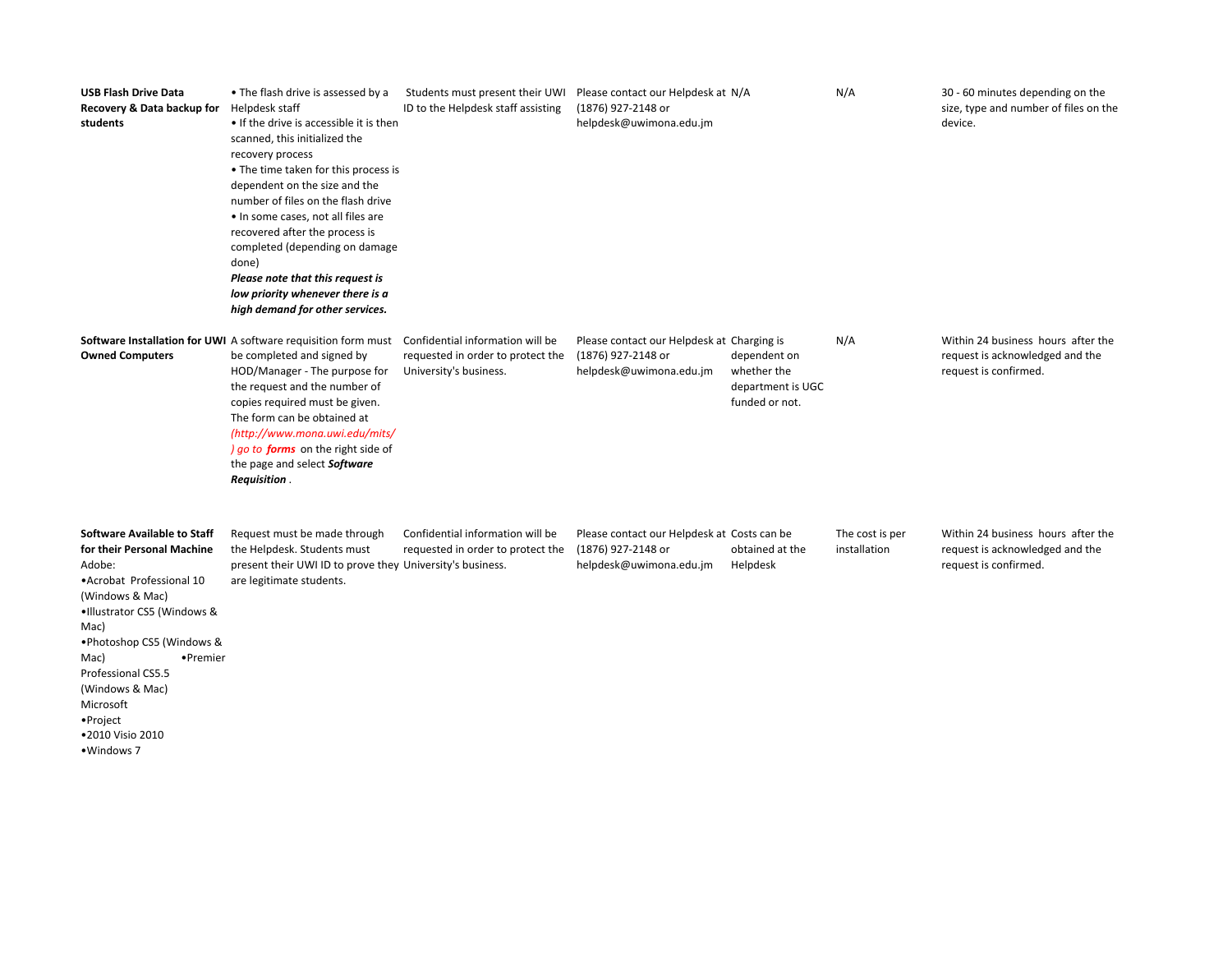| | | | | | | |
|---|---|---|---|---|---|---|
| **USB Flash Drive Data Recovery & Data backup for students** | • The flash drive is assessed by a Helpdesk staff<br>• If the drive is accessible it is then scanned, this initialized the recovery process<br>• The time taken for this process is dependent on the size and the number of files on the flash drive<br>• In some cases, not all files are recovered after the process is completed (depending on damage done)<br>***Please note that this request is low priority whenever there is a high demand for other services.*** | Students must present their UWI ID to the Helpdesk staff assisting | Please contact our Helpdesk at (1876) 927-2148 or helpdesk@uwimona.edu.jm | N/A | N/A | 30 - 60 minutes depending on the size, type and number of files on the device. |
| **Software Installation for UWI Owned Computers** | A software requisition form must be completed and signed by HOD/Manager - The purpose for the request and the number of copies required must be given. The form can be obtained at *(http://www.mona.uwi.edu/mits/) go to* ***forms*** on the right side of the page and select ***Software Requisition*** . | Confidential information will be requested in order to protect the University's business. | Please contact our Helpdesk at (1876) 927-2148 or helpdesk@uwimona.edu.jm | Charging is dependent on whether the department is UGC funded or not. | N/A | Within 24 business hours after the request is acknowledged and the request is confirmed. |
| **Software Available to Staff for their Personal Machine**<br>Adobe:<br>•Acrobat Professional 10 (Windows & Mac)<br>•Illustrator CS5 (Windows & Mac)<br>•Photoshop CS5 (Windows & Mac)<br>•Premier Professional CS5.5 (Windows & Mac)<br>Microsoft<br>•Project<br>•2010 Visio 2010<br>•Windows 7 | Request must be made through the Helpdesk. Students must present their UWI ID to prove they are legitimate students. | Confidential information will be requested in order to protect the University's business. | Please contact our Helpdesk at (1876) 927-2148 or helpdesk@uwimona.edu.jm | Costs can be obtained at the Helpdesk | The cost is per installation | Within 24 business hours after the request is acknowledged and the request is confirmed. |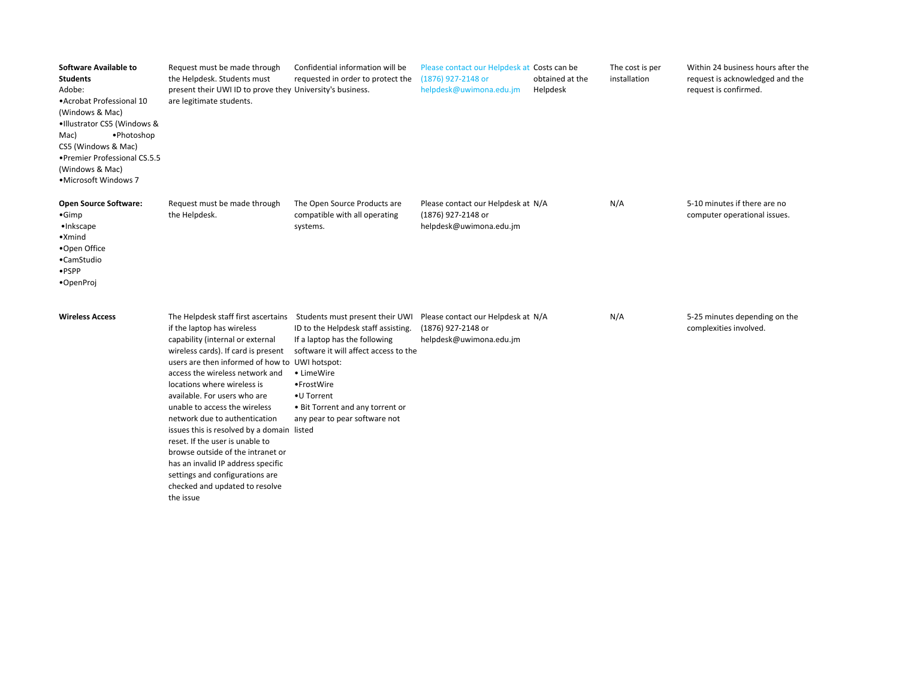| | | | | | | |
|---|---|---|---|---|---|---|
| **Software Available to Students**<br>Adobe:<br>•Acrobat Professional 10 (Windows & Mac)<br>•Illustrator CS5 (Windows & Mac)<br>•Photoshop CS5 (Windows & Mac)<br>•Premier Professional CS.5.5 (Windows & Mac)<br>•Microsoft Windows 7 | Request must be made through the Helpdesk. Students must present their UWI ID to prove they are legitimate students. | Confidential information will be requested in order to protect the University's business. | Please contact our Helpdesk at (1876) 927-2148 or helpdesk@uwimona.edu.jm | Costs can be obtained at the Helpdesk | The cost is per installation | Within 24 business hours after the request is acknowledged and the request is confirmed. |
| **Open Source Software:**<br>•Gimp<br>•Inkscape<br>•Xmind<br>•Open Office<br>•CamStudio<br>•PSPP<br>•OpenProj | Request must be made through the Helpdesk. | The Open Source Products are compatible with all operating systems. | Please contact our Helpdesk at (1876) 927-2148 or helpdesk@uwimona.edu.jm | N/A | N/A | 5-10 minutes if there are no computer operational issues. |
| **Wireless Access** | The Helpdesk staff first ascertains if the laptop has wireless capability (internal or external wireless cards). If card is present users are then informed of how to access the wireless network and locations where wireless is available. For users who are unable to access the wireless network due to authentication issues this is resolved by a domain reset. If the user is unable to browse outside of the intranet or has an invalid IP address specific settings and configurations are checked and updated to resolve the issue | Students must present their UWI ID to the Helpdesk staff assisting. If a laptop has the following software it will affect access to the UWI hotspot:<br>• LimeWire<br>•FrostWire<br>•U Torrent<br>• Bit Torrent and any torrent or any pear to pear software not listed | Please contact our Helpdesk at (1876) 927-2148 or helpdesk@uwimona.edu.jm | N/A | N/A | 5-25 minutes depending on the complexities involved. |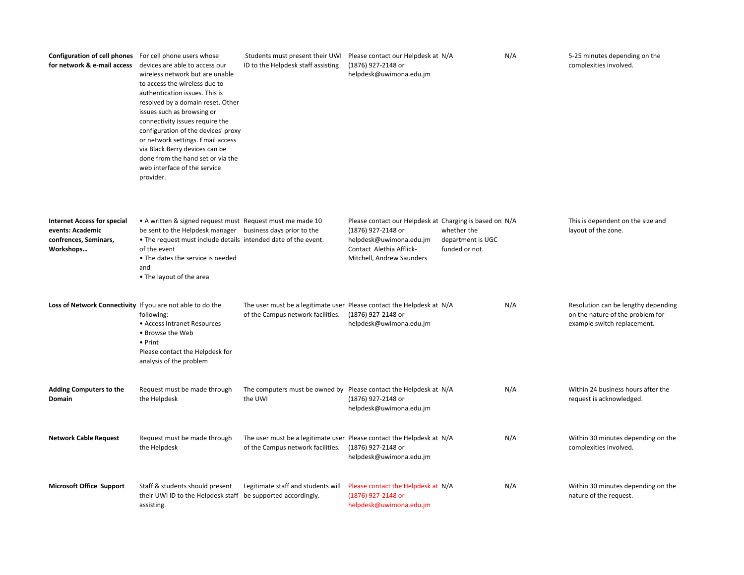| | | | | | | |
|---|---|---|---|---|---|---|
| **Configuration of cell phones for network & e-mail access** | For cell phone users whose devices are able to access our wireless network but are unable to access the wireless due to authentication issues. This is resolved by a domain reset. Other issues such as browsing or connectivity issues require the configuration of the devices' proxy or network settings. Email access via Black Berry devices can be done from the hand set or via the web interface of the service provider. | Students must present their UWI ID to the Helpdesk staff assisting | Please contact our Helpdesk at (1876) 927-2148 or helpdesk@uwimona.edu.jm | N/A | N/A | 5-25 minutes depending on the complexities involved. |
| **Internet Access for special events: Academic confrences, Seminars, Workshops…** | • A written & signed request must be sent to the Helpdesk manager<br>• The request must include details of the event<br>• The dates the service is needed and<br>• The layout of the area | Request must me made 10 business days prior to the intended date of the event. | Please contact our Helpdesk at (1876) 927-2148 or helpdesk@uwimona.edu.jm Contact Alethia Afflick-Mitchell, Andrew Saunders | Charging is based on whether the department is UGC funded or not. | N/A | This is dependent on the size and layout of the zone. |
| **Loss of Network Connectivity** | If you are not able to do the following:<br>• Access Intranet Resources<br>• Browse the Web<br>• Print<br>Please contact the Helpdesk for analysis of the problem | The user must be a legitimate user of the Campus network facilities. | Please contact the Helpdesk at (1876) 927-2148 or helpdesk@uwimona.edu.jm | N/A | N/A | Resolution can be lengthy depending on the nature of the problem for example switch replacement. |
| **Adding Computers to the Domain** | Request must be made through the Helpdesk | The computers must be owned by the UWI | Please contact the Helpdesk at (1876) 927-2148 or helpdesk@uwimona.edu.jm | N/A | N/A | Within 24 business hours after the request is acknowledged. |
| **Network Cable Request** | Request must be made through the Helpdesk | The user must be a legitimate user of the Campus network facilities. | Please contact the Helpdesk at (1876) 927-2148 or helpdesk@uwimona.edu.jm | N/A | N/A | Within 30 minutes depending on the complexities involved. |
| **Microsoft Office Support** | Staff & students should present their UWI ID to the Helpdesk staff assisting. | Legitimate staff and students will be supported accordingly. | Please contact the Helpdesk at (1876) 927-2148 or helpdesk@uwimona.edu.jm | N/A | N/A | Within 30 minutes depending on the nature of the request. |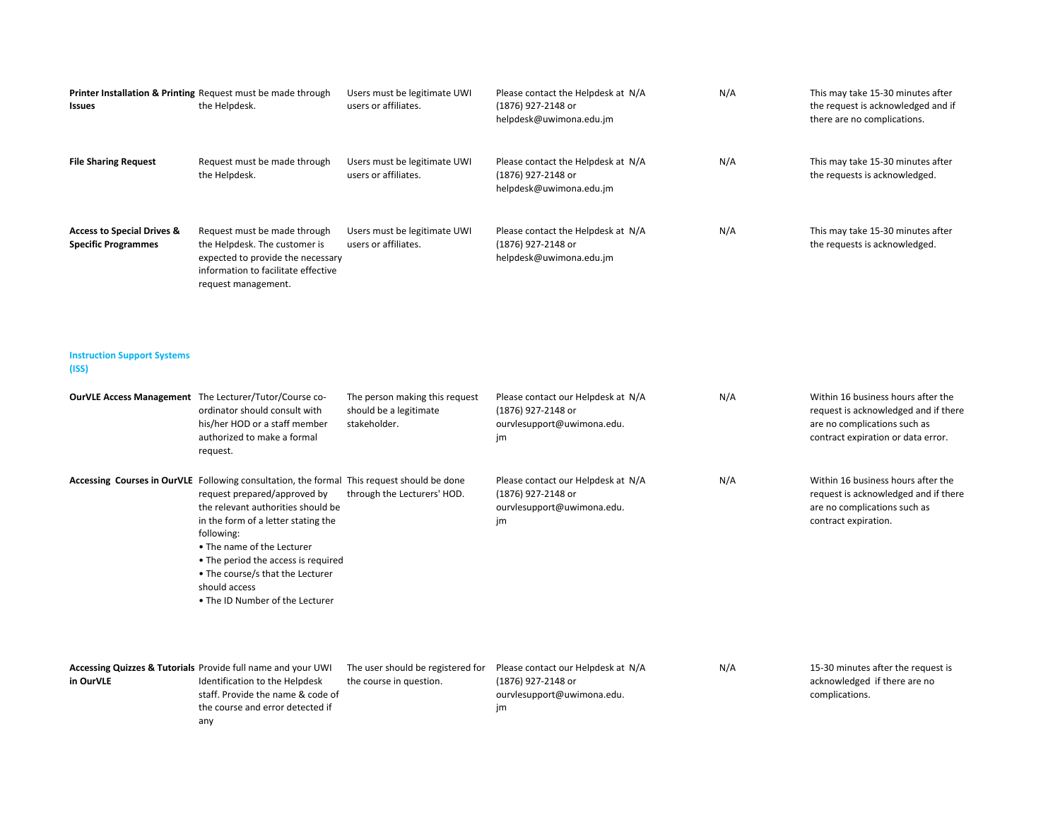| | | | | | | |
|---|---|---|---|---|---|---|
| **Printer Installation & Printing Issues** | Request must be made through the Helpdesk. | Users must be legitimate UWI users or affiliates. | Please contact the Helpdesk at (1876) 927-2148 or helpdesk@uwimona.edu.jm | N/A | N/A | This may take 15-30 minutes after the request is acknowledged and if there are no complications. |
| **File Sharing Request** | Request must be made through the Helpdesk. | Users must be legitimate UWI users or affiliates. | Please contact the Helpdesk at (1876) 927-2148 or helpdesk@uwimona.edu.jm | N/A | N/A | This may take 15-30 minutes after the requests is acknowledged. |
| **Access to Special Drives & Specific Programmes** | Request must be made through the Helpdesk. The customer is expected to provide the necessary information to facilitate effective request management. | Users must be legitimate UWI users or affiliates. | Please contact the Helpdesk at (1876) 927-2148 or helpdesk@uwimona.edu.jm | N/A | N/A | This may take 15-30 minutes after the requests is acknowledged. |

**Instruction Support Systems (ISS)**

| | | | | | | |
|---|---|---|---|---|---|---|
| **OurVLE Access Management** | The Lecturer/Tutor/Course co-ordinator should consult with his/her HOD or a staff member authorized to make a formal request. | The person making this request should be a legitimate stakeholder. | Please contact our Helpdesk at (1876) 927-2148 or ourvlesupport@uwimona.edu.jm | N/A | N/A | Within 16 business hours after the request is acknowledged and if there are no complications such as contract expiration or data error. |
| **Accessing Courses in OurVLE** | Following consultation, the formal request prepared/approved by the relevant authorities should be in the form of a letter stating the following:<br>• The name of the Lecturer<br>• The period the access is required<br>• The course/s that the Lecturer should access<br>• The ID Number of the Lecturer | This request should be done through the Lecturers' HOD. | Please contact our Helpdesk at (1876) 927-2148 or ourvlesupport@uwimona.edu.jm | N/A | N/A | Within 16 business hours after the request is acknowledged and if there are no complications such as contract expiration. |
| **Accessing Quizzes & Tutorials in OurVLE** | Provide full name and your UWI Identification to the Helpdesk staff. Provide the name & code of the course and error detected if any | The user should be registered for the course in question. | Please contact our Helpdesk at (1876) 927-2148 or ourvlesupport@uwimona.edu.jm | N/A | N/A | 15-30 minutes after the request is acknowledged if there are no complications. |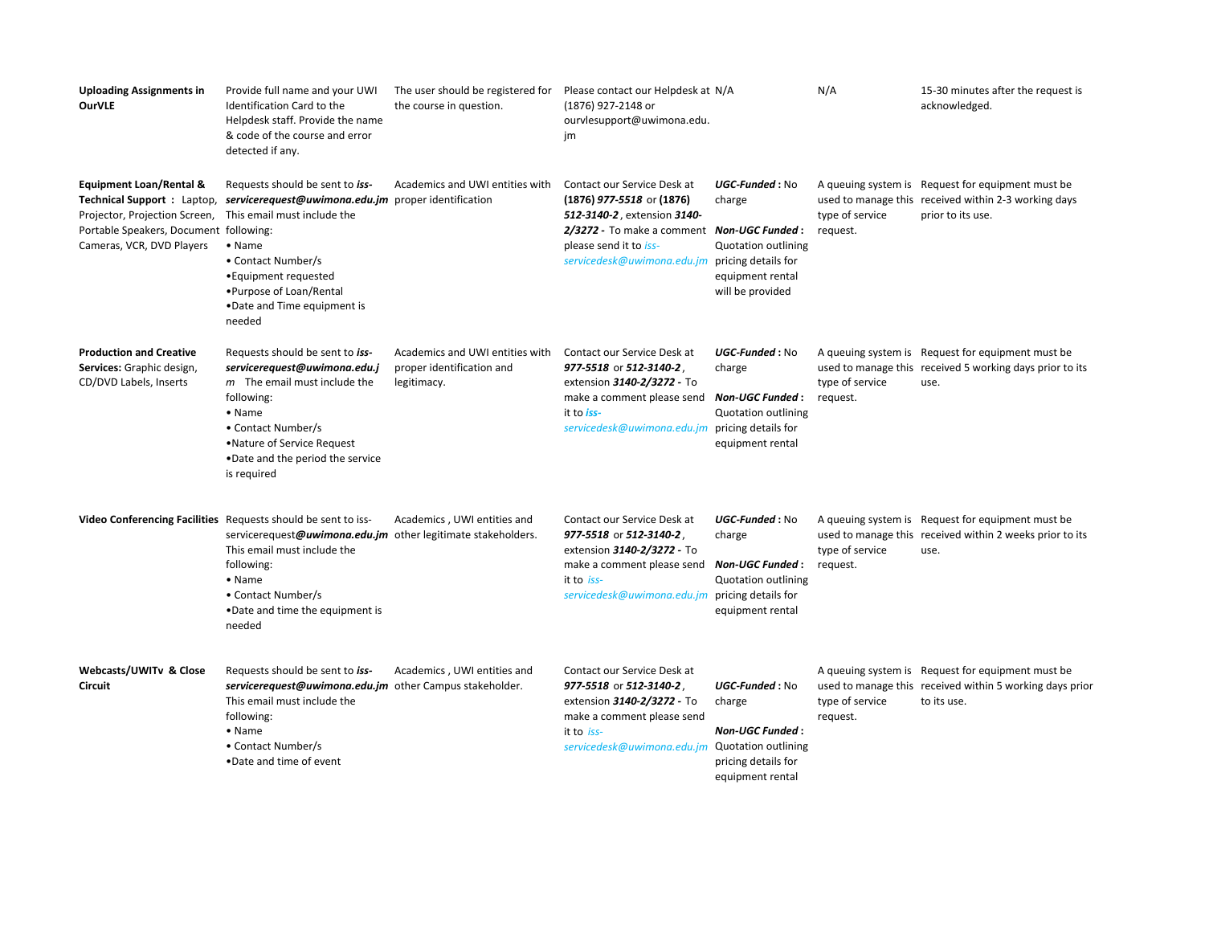| | | | | | | |
|---|---|---|---|---|---|---|
| **Uploading Assignments in OurVLE** | Provide full name and your UWI Identification Card to the Helpdesk staff. Provide the name & code of the course and error detected if any. | The user should be registered for the course in question. | Please contact our Helpdesk at (1876) 927-2148 or ourvlesupport@uwimona.edu.jm | N/A | N/A | 15-30 minutes after the request is acknowledged. |
| **Equipment Loan/Rental & Technical Support :** Laptop, Projector, Projection Screen, Portable Speakers, Document Cameras, VCR, DVD Players | Requests should be sent to ***iss-servicerequest@uwimona.edu.jm*** This email must include the following:<br>• Name<br>• Contact Number/s<br>•Equipment requested<br>•Purpose of Loan/Rental<br>•Date and Time equipment is needed | Academics and UWI entities with proper identification | Contact our Service Desk at **(1876)** ***977-5518*** or **(1876)** ***512-3140-2***, extension ***3140-2/3272 -*** To make a comment please send it to *iss-servicedesk@uwimona.edu.jm* | ***UGC-Funded* :** No charge<br><br>***Non-UGC Funded* :** Quotation outlining pricing details for equipment rental will be provided | A queuing system is used to manage this type of service request. | Request for equipment must be received within 2-3 working days prior to its use. |
| **Production and Creative Services:** Graphic design, CD/DVD Labels, Inserts | Requests should be sent to ***iss-servicerequest@uwimona.edu.jm*** The email must include the following:<br>• Name<br>• Contact Number/s<br>•Nature of Service Request<br>•Date and the period the service is required | Academics and UWI entities with proper identification and legitimacy. | Contact our Service Desk at ***977-5518*** or ***512-3140-2***, extension ***3140-2/3272 -*** To make a comment please send it to ***iss-****servicedesk@uwimona.edu.jm* | ***UGC-Funded* :** No charge<br><br>***Non-UGC Funded* :** Quotation outlining pricing details for equipment rental | A queuing system is used to manage this type of service request. | Request for equipment must be received 5 working days prior to its use. |
| **Video Conferencing Facilities** | Requests should be sent to iss-servicerequest***@uwimona.edu.jm*** This email must include the following:<br>• Name<br>• Contact Number/s<br>•Date and time the equipment is needed | Academics , UWI entities and other legitimate stakeholders. | Contact our Service Desk at ***977-5518*** or ***512-3140-2***, extension ***3140-2/3272 -*** To make a comment please send it to *iss-servicedesk@uwimona.edu.jm* | ***UGC-Funded* :** No charge<br><br>***Non-UGC Funded* :** Quotation outlining pricing details for equipment rental | A queuing system is used to manage this type of service request. | Request for equipment must be received within 2 weeks prior to its use. |
| **Webcasts/UWITv & Close Circuit** | Requests should be sent to ***iss-servicerequest@uwimona.edu.jm*** This email must include the following:<br>• Name<br>• Contact Number/s<br>•Date and time of event | Academics , UWI entities and other Campus stakeholder. | Contact our Service Desk at ***977-5518*** or ***512-3140-2***, extension ***3140-2/3272 -*** To make a comment please send it to *iss-servicedesk@uwimona.edu.jm* | ***UGC-Funded* :** No charge<br><br>***Non-UGC Funded* :** Quotation outlining pricing details for equipment rental | A queuing system is used to manage this type of service request. | Request for equipment must be received within 5 working days prior to its use. |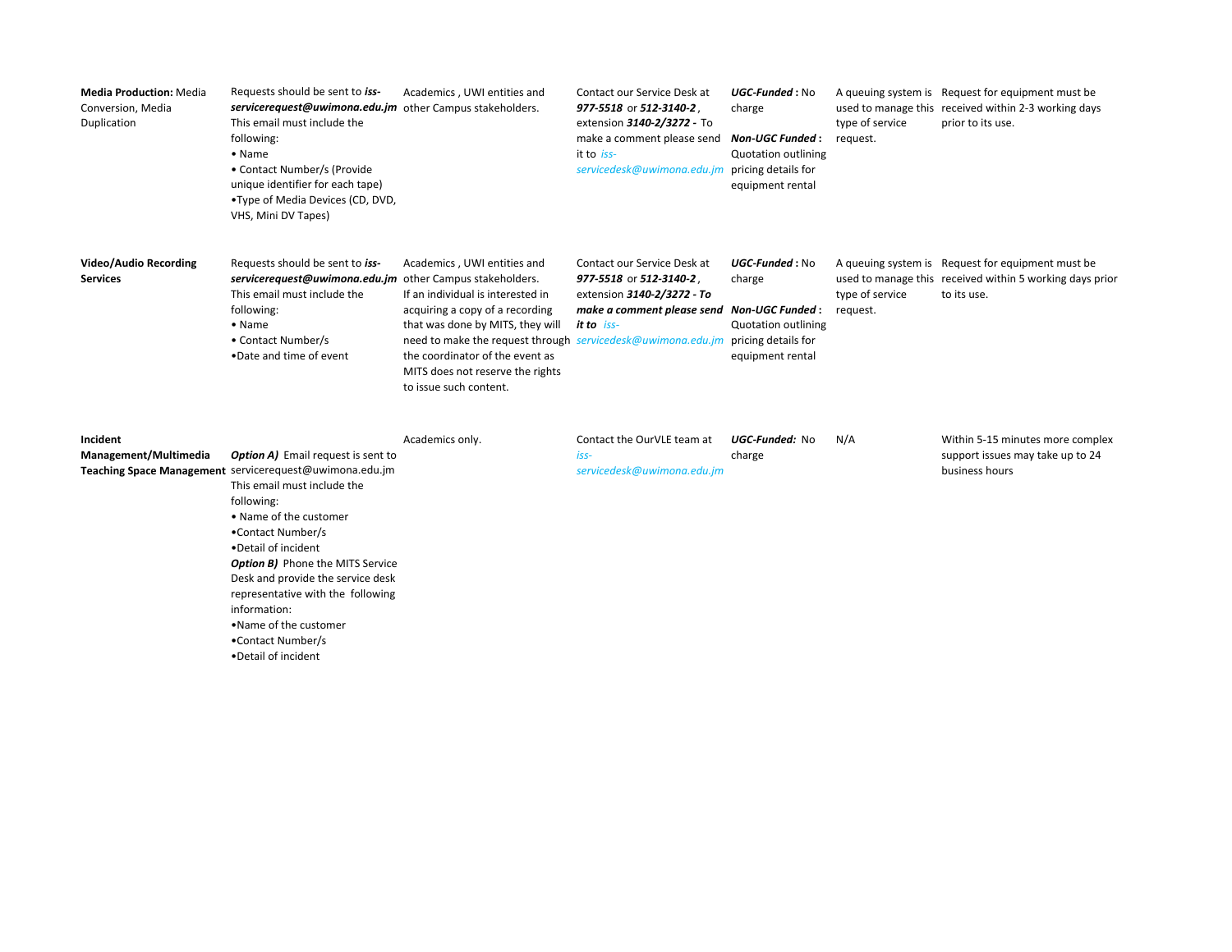| | | | | | | |
|---|---|---|---|---|---|---|
| **Media Production:** Media Conversion, Media Duplication | Requests should be sent to ***iss-serviceRequest@uwimona.edu.jm*** This email must include the following:<br>• Name<br>• Contact Number/s (Provide unique identifier for each tape)<br>•Type of Media Devices (CD, DVD, VHS, Mini DV Tapes) | Academics , UWI entities and other Campus stakeholders. | Contact our Service Desk at ***977-5518*** or ***512-3140-2*** , extension ***3140-2/3272 -*** To make a comment please send it to *iss-servicedesk@uwimona.edu.jm* | ***UGC-Funded*** **:** No charge<br><br>***Non-UGC Funded*** **:** Quotation outlining pricing details for equipment rental | A queuing system is used to manage this type of service request. | Request for equipment must be received within 2-3 working days prior to its use. |
| **Video/Audio Recording Services** | Requests should be sent to ***iss-serviceRequest@uwimona.edu.jm*** This email must include the following:<br>• Name<br>• Contact Number/s<br>•Date and time of event | Academics , UWI entities and other Campus stakeholders. If an individual is interested in acquiring a copy of a recording that was done by MITS, they will need to make the request through the coordinator of the event as MITS does not reserve the rights to issue such content. | Contact our Service Desk at ***977-5518*** or ***512-3140-2*** , extension ***3140-2/3272 - To make a comment please send it to*** *iss-servicedesk@uwimona.edu.jm* | ***UGC-Funded*** **:** No charge<br><br>***Non-UGC Funded*** **:** Quotation outlining pricing details for equipment rental | A queuing system is used to manage this type of service request. | Request for equipment must be received within 5 working days prior to its use. |
| **Incident Management/Multimedia Teaching Space Management** | ***Option A)*** Email request is sent to serviceRequest@uwimona.edu.jm This email must include the following:<br>• Name of the customer<br>•Contact Number/s<br>•Detail of incident<br>***Option B)*** Phone the MITS Service Desk and provide the service desk representative with the following information:<br>•Name of the customer<br>•Contact Number/s<br>•Detail of incident | Academics only. | Contact the OurVLE team at *iss-servicedesk@uwimona.edu.jm* | ***UGC-Funded:*** No charge | N/A | Within 5-15 minutes more complex support issues may take up to 24 business hours |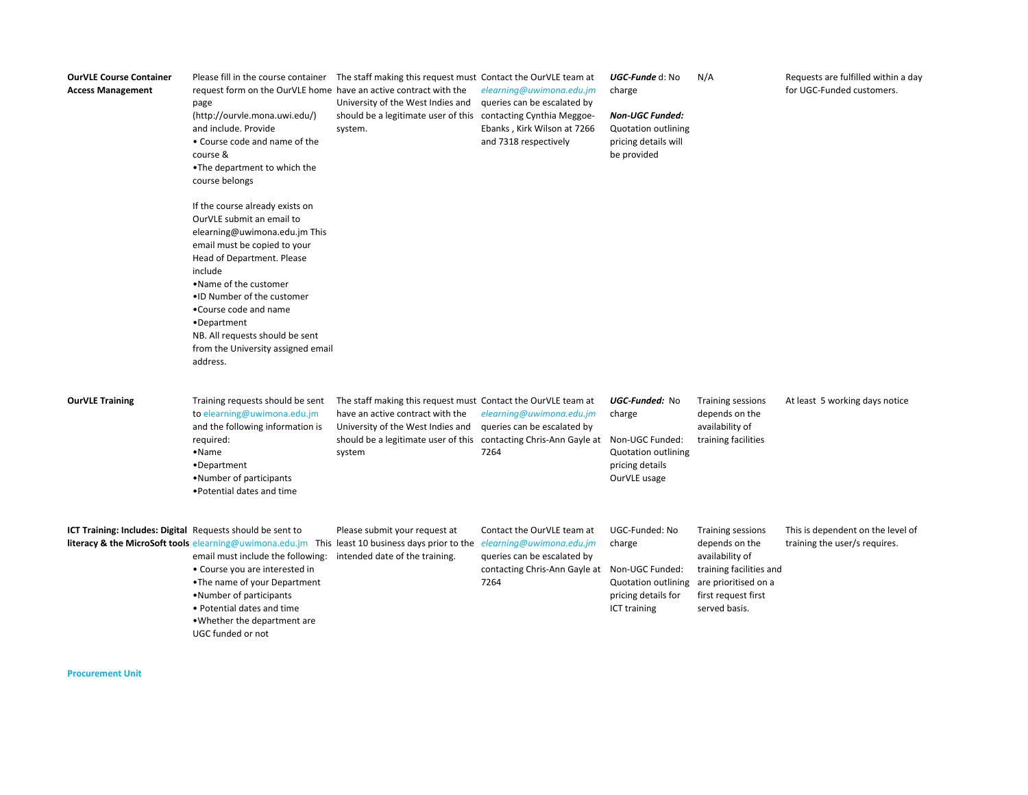| | | | | | | |
|---|---|---|---|---|---|---|
| **OurVLE Course Container Access Management** | Please fill in the course container request form on the OurVLE home page (http://ourvle.mona.uwi.edu/) and include. Provide<br>• Course code and name of the course &<br>•The department to which the course belongs<br><br>If the course already exists on OurVLE submit an email to elearning@uwimona.edu.jm This email must be copied to your Head of Department. Please include<br>•Name of the customer<br>•ID Number of the customer<br>•Course code and name<br>•Department<br>NB. All requests should be sent from the University assigned email address. | The staff making this request must have an active contract with the University of the West Indies and should be a legitimate user of this system. | Contact the OurVLE team at *elearning@uwimona.edu.jm* queries can be escalated by contacting Cynthia Meggoe-Ebanks , Kirk Wilson at 7266 and 7318 respectively | ***UGC-Funde*** d: No charge<br><br>***Non-UGC Funded:*** Quotation outlining pricing details will be provided | N/A | Requests are fulfilled within a day for UGC-Funded customers. |
| **OurVLE Training** | Training requests should be sent to elearning@uwimona.edu.jm and the following information is required:<br>•Name<br>•Department<br>•Number of participants<br>•Potential dates and time | The staff making this request must have an active contract with the University of the West Indies and should be a legitimate user of this system | Contact the OurVLE team at *elearning@uwimona.edu.jm* queries can be escalated by contacting Chris-Ann Gayle at 7264 | ***UGC-Funded:*** No charge<br><br>Non-UGC Funded: Quotation outlining pricing details OurVLE usage | Training sessions depends on the availability of training facilities | At least 5 working days notice |
| **ICT Training: Includes: Digital literacy & the MicroSoft tools** | Requests should be sent to elearning@uwimona.edu.jm This email must include the following:<br>• Course you are interested in<br>•The name of your Department<br>•Number of participants<br>• Potential dates and time<br>•Whether the department are UGC funded or not | Please submit your request at least 10 business days prior to the intended date of the training. | Contact the OurVLE team at *elearning@uwimona.edu.jm* queries can be escalated by contacting Chris-Ann Gayle at 7264 | UGC-Funded: No charge<br><br>Non-UGC Funded: Quotation outlining pricing details for ICT training | Training sessions depends on the availability of training facilities and are prioritised on a first request first served basis. | This is dependent on the level of training the user/s requires. |

**Procurement Unit**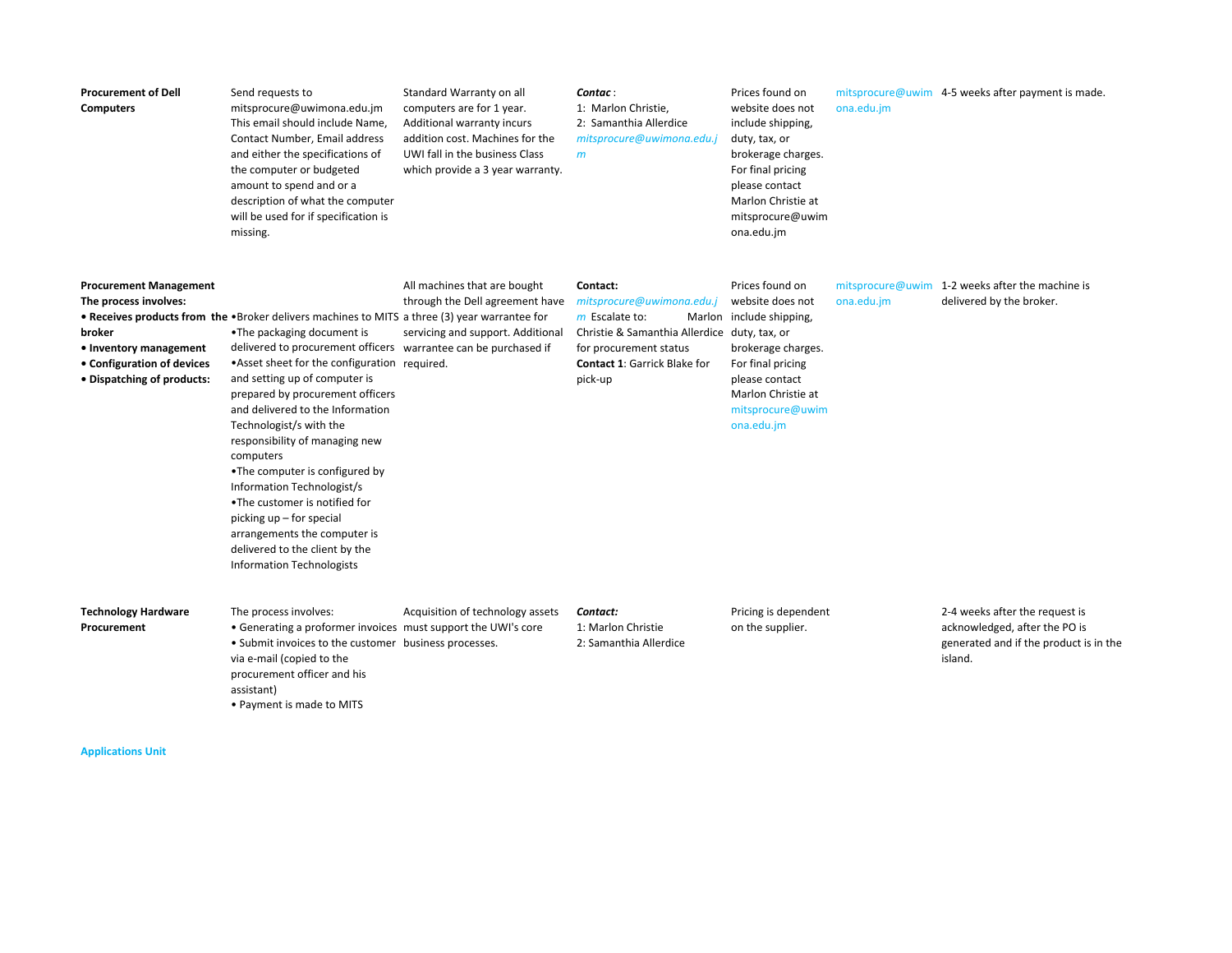| | | | | | | |
|---|---|---|---|---|---|---|
| **Procurement of Dell Computers** | Send requests to mitsprocure@uwimona.edu.jm This email should include Name, Contact Number, Email address and either the specifications of the computer or budgeted amount to spend and or a description of what the computer will be used for if specification is missing. | Standard Warranty on all computers are for 1 year. Additional warranty incurs addition cost. Machines for the UWI fall in the business Class which provide a 3 year warranty. | ***Contac*** : 1: Marlon Christie, 2: Samanthia Allerdice *mitsprocure@uwimona.edu.jm* | Prices found on website does not include shipping, duty, tax, or brokerage charges. For final pricing please contact Marlon Christie at mitsprocure@uwimona.edu.jm | mitsprocure@uwimona.edu.jm | 4-5 weeks after payment is made. |
| **Procurement Management The process involves:** **• Receives products from the broker** **• Inventory management** **• Configuration of devices** **• Dispatching of products:** | •Broker delivers machines to MITS •The packaging document is delivered to procurement officers •Asset sheet for the configuration and setting up of computer is prepared by procurement officers and delivered to the Information Technologist/s with the responsibility of managing new computers •The computer is configured by Information Technologist/s •The customer is notified for picking up – for special arrangements the computer is delivered to the client by the Information Technologists | All machines that are bought through the Dell agreement have a three (3) year warrantee for servicing and support. Additional warrantee can be purchased if required. | **Contact:** *mitsprocure@uwimona.edu.jm* Escalate to: Marlon Christie & Samanthia Allerdice for procurement status **Contact 1**: Garrick Blake for pick-up | Prices found on website does not include shipping, duty, tax, or brokerage charges. For final pricing please contact Marlon Christie at mitsprocure@uwimona.edu.jm | mitsprocure@uwimona.edu.jm | 1-2 weeks after the machine is delivered by the broker. |
| **Technology Hardware Procurement** | The process involves: • Generating a proformer invoices • Submit invoices to the customer via e-mail (copied to the procurement officer and his assistant) • Payment is made to MITS | Acquisition of technology assets must support the UWI's core business processes. | ***Contact:*** 1: Marlon Christie 2: Samanthia Allerdice | Pricing is dependent on the supplier. | | 2-4 weeks after the request is acknowledged, after the PO is generated and if the product is in the island. |

**Applications Unit**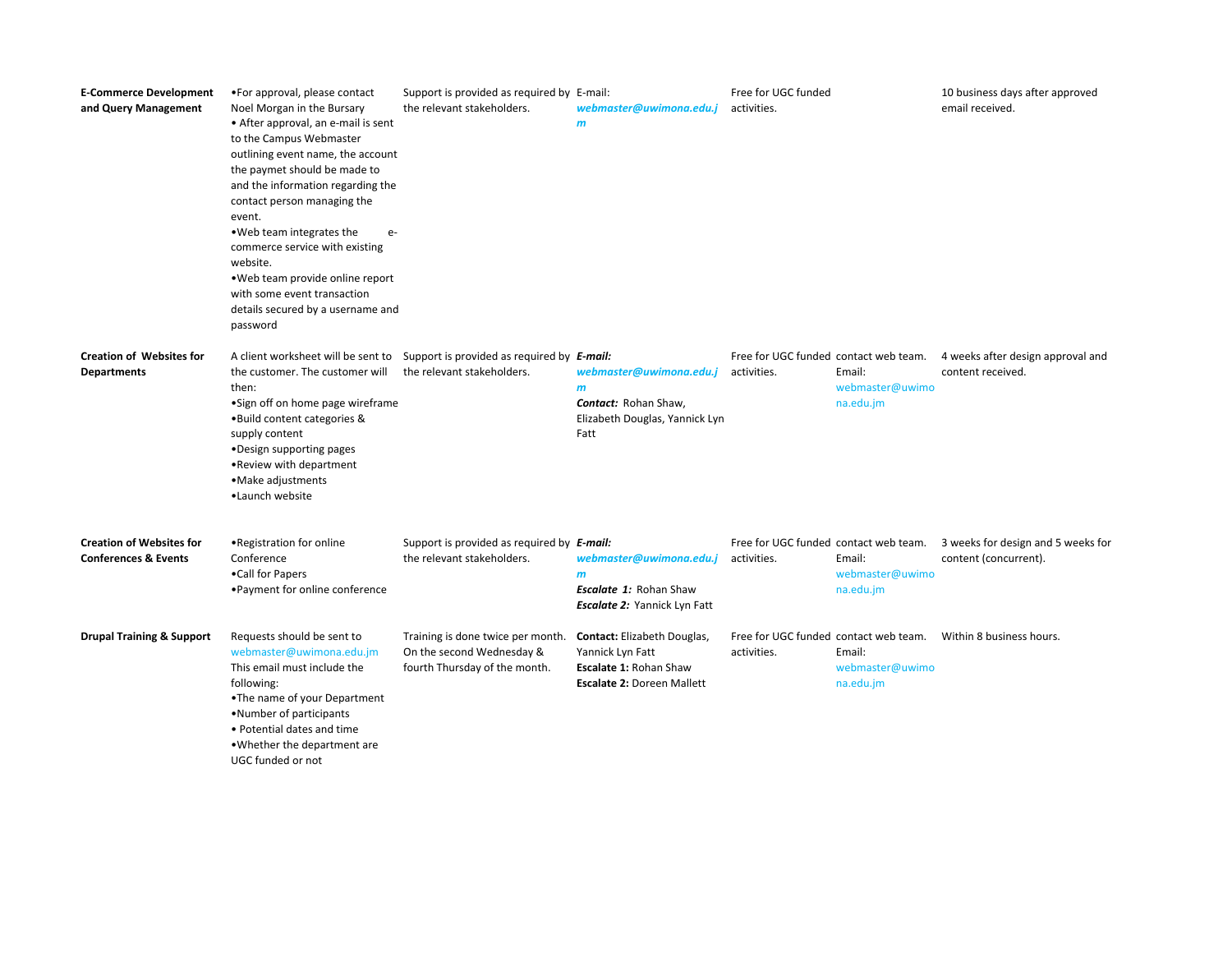| | | | | | | |
|---|---|---|---|---|---|---|
| **E-Commerce Development and Query Management** | •For approval, please contact Noel Morgan in the Bursary<br>• After approval, an e-mail is sent to the Campus Webmaster outlining event name, the account the paymet should be made to and the information regarding the contact person managing the event.<br>•Web team integrates the e-commerce service with existing website.<br>•Web team provide online report with some event transaction details secured by a username and password | Support is provided as required by the relevant stakeholders. | E-mail:<br>***webmaster@uwimona.edu.jm*** | Free for UGC funded activities. | | 10 business days after approved email received. |
| **Creation of Websites for Departments** | A client worksheet will be sent to the customer. The customer will then:<br>•Sign off on home page wireframe<br>•Build content categories & supply content<br>•Design supporting pages<br>•Review with department<br>•Make adjustments<br>•Launch website | Support is provided as required by the relevant stakeholders. | ***E-mail:***<br>***webmaster@uwimona.edu.jm***<br>***Contact:*** Rohan Shaw, Elizabeth Douglas, Yannick Lyn Fatt | Free for UGC funded activities. | contact web team. Email: webmaster@uwimona.edu.jm | 4 weeks after design approval and content received. |
| **Creation of Websites for Conferences & Events** | •Registration for online Conference<br>•Call for Papers<br>•Payment for online conference | Support is provided as required by the relevant stakeholders. | ***E-mail:***<br>***webmaster@uwimona.edu.jm***<br>***Escalate 1:*** Rohan Shaw<br>***Escalate 2:*** Yannick Lyn Fatt | Free for UGC funded activities. | contact web team. Email: webmaster@uwimona.edu.jm | 3 weeks for design and 5 weeks for content (concurrent). |
| **Drupal Training & Support** | Requests should be sent to webmaster@uwimona.edu.jm<br>This email must include the following:<br>•The name of your Department<br>•Number of participants<br>• Potential dates and time<br>•Whether the department are UGC funded or not | Training is done twice per month. On the second Wednesday & fourth Thursday of the month. | **Contact:** Elizabeth Douglas, Yannick Lyn Fatt<br>**Escalate 1:** Rohan Shaw<br>**Escalate 2:** Doreen Mallett | Free for UGC funded activities. | contact web team. Email: webmaster@uwimona.edu.jm | Within 8 business hours. |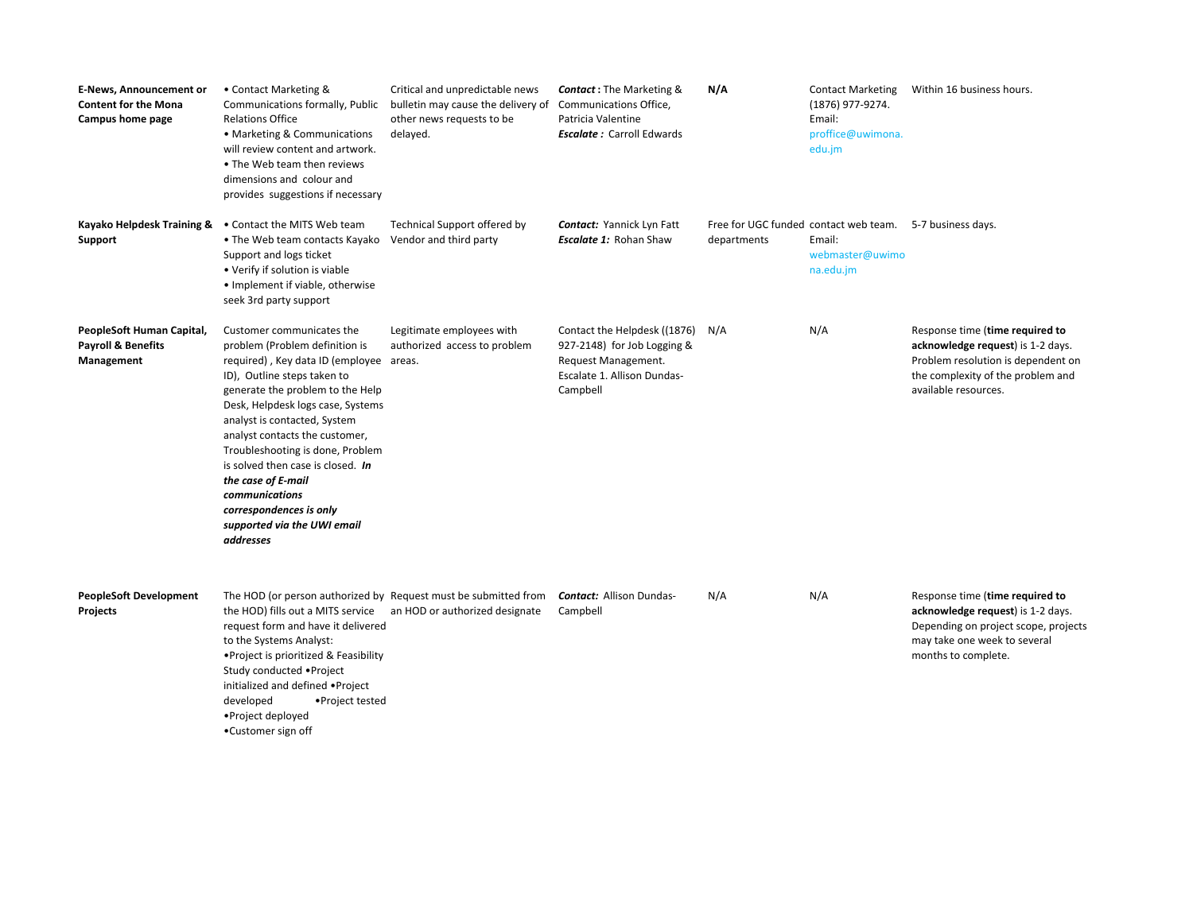| | | | | | | |
|---|---|---|---|---|---|---|
| **E-News, Announcement or Content for the Mona Campus home page** | • Contact Marketing & Communications formally, Public Relations Office<br>• Marketing & Communications will review content and artwork.<br>• The Web team then reviews dimensions and colour and provides suggestions if necessary | Critical and unpredictable news bulletin may cause the delivery of other news requests to be delayed. | ***Contact* :** The Marketing & Communications Office, Patricia Valentine<br>***Escalate :*** Carroll Edwards | **N/A** | Contact Marketing (1876) 977-9274. Email: proffice@uwimona.edu.jm | Within 16 business hours. |
| **Kayako Helpdesk Training & Support** | • Contact the MITS Web team<br>• The Web team contacts Kayako Support and logs ticket<br>• Verify if solution is viable<br>• Implement if viable, otherwise seek 3rd party support | Technical Support offered by Vendor and third party | ***Contact:*** Yannick Lyn Fatt<br>***Escalate 1:*** Rohan Shaw | Free for UGC funded departments | contact web team. Email: webmaster@uwimona.edu.jm | 5-7 business days. |
| **PeopleSoft Human Capital, Payroll & Benefits Management** | Customer communicates the problem (Problem definition is required) , Key data ID (employee ID), Outline steps taken to generate the problem to the Help Desk, Helpdesk logs case, Systems analyst is contacted, System analyst contacts the customer, Troubleshooting is done, Problem is solved then case is closed. ***In the case of E-mail communications correspondences is only supported via the UWI email addresses*** | Legitimate employees with authorized access to problem areas. | Contact the Helpdesk ((1876) 927-2148) for Job Logging & Request Management. Escalate 1. Allison Dundas-Campbell | N/A | N/A | Response time (**time required to acknowledge request**) is 1-2 days. Problem resolution is dependent on the complexity of the problem and available resources. |
| **PeopleSoft Development Projects** | The HOD (or person authorized by the HOD) fills out a MITS service request form and have it delivered to the Systems Analyst:<br>•Project is prioritized & Feasibility Study conducted •Project initialized and defined •Project developed •Project tested<br>•Project deployed<br>•Customer sign off | Request must be submitted from an HOD or authorized designate | ***Contact:*** Allison Dundas-Campbell | N/A | N/A | Response time (**time required to acknowledge request**) is 1-2 days. Depending on project scope, projects may take one week to several months to complete. |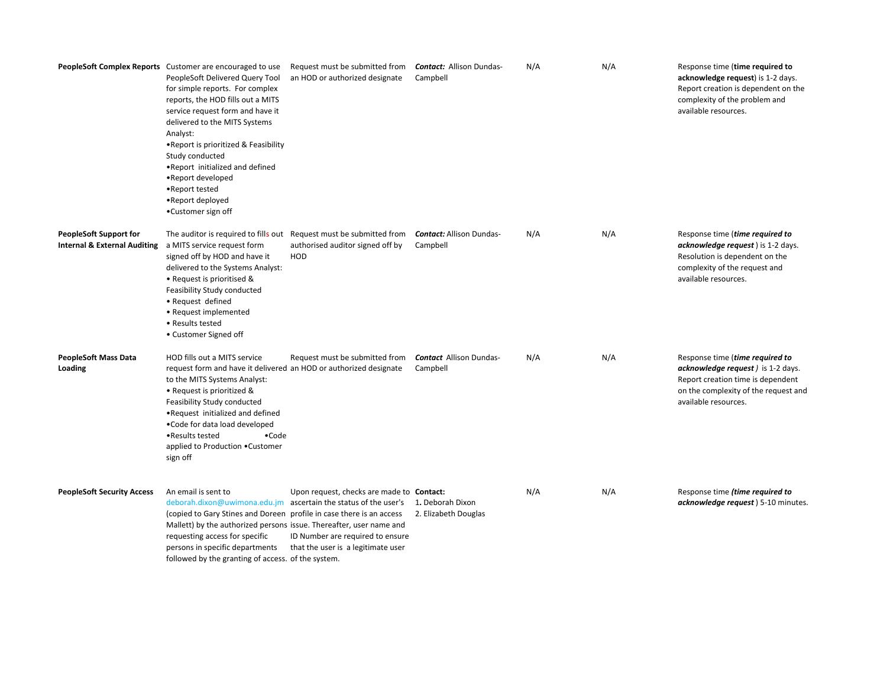| | | | | | | |
|---|---|---|---|---|---|---|
| **PeopleSoft Complex Reports** | Customer are encouraged to use PeopleSoft Delivered Query Tool for simple reports. For complex reports, the HOD fills out a MITS service request form and have it delivered to the MITS Systems Analyst:<br>•Report is prioritized & Feasibility Study conducted<br>•Report initialized and defined<br>•Report developed<br>•Report tested<br>•Report deployed<br>•Customer sign off | Request must be submitted from an HOD or authorized designate | ***Contact:*** Allison Dundas-Campbell | N/A | N/A | Response time (**time required to acknowledge request**) is 1-2 days. Report creation is dependent on the complexity of the problem and available resources. |
| **PeopleSoft Support for Internal & External Auditing** | The auditor is required to fills out a MITS service request form signed off by HOD and have it delivered to the Systems Analyst:<br>• Request is prioritised & Feasibility Study conducted<br>• Request defined<br>• Request implemented<br>• Results tested<br>• Customer Signed off | Request must be submitted from authorised auditor signed off by HOD | ***Contact:*** Allison Dundas-Campbell | N/A | N/A | Response time (***time required to acknowledge request***) is 1-2 days. Resolution is dependent on the complexity of the request and available resources. |
| **PeopleSoft Mass Data Loading** | HOD fills out a MITS service request form and have it delivered to the MITS Systems Analyst:<br>• Request is prioritized & Feasibility Study conducted<br>•Request initialized and defined<br>•Code for data load developed<br>•Results tested •Code applied to Production •Customer sign off | Request must be submitted from an HOD or authorized designate | ***Contact*** Allison Dundas-Campbell | N/A | N/A | Response time (***time required to acknowledge request)*** is 1-2 days. Report creation time is dependent on the complexity of the request and available resources. |
| **PeopleSoft Security Access** | An email is sent to deborah.dixon@uwimona.edu.jm (copied to Gary Stines and Doreen Mallett) by the authorized persons requesting access for specific persons in specific departments followed by the granting of access. | Upon request, checks are made to ascertain the status of the user's profile in case there is an access issue. Thereafter, user name and ID Number are required to ensure that the user is a legitimate user of the system. | **Contact:**<br>1. Deborah Dixon<br>2. Elizabeth Douglas | N/A | N/A | Response time ***(time required to acknowledge request***) 5-10 minutes. |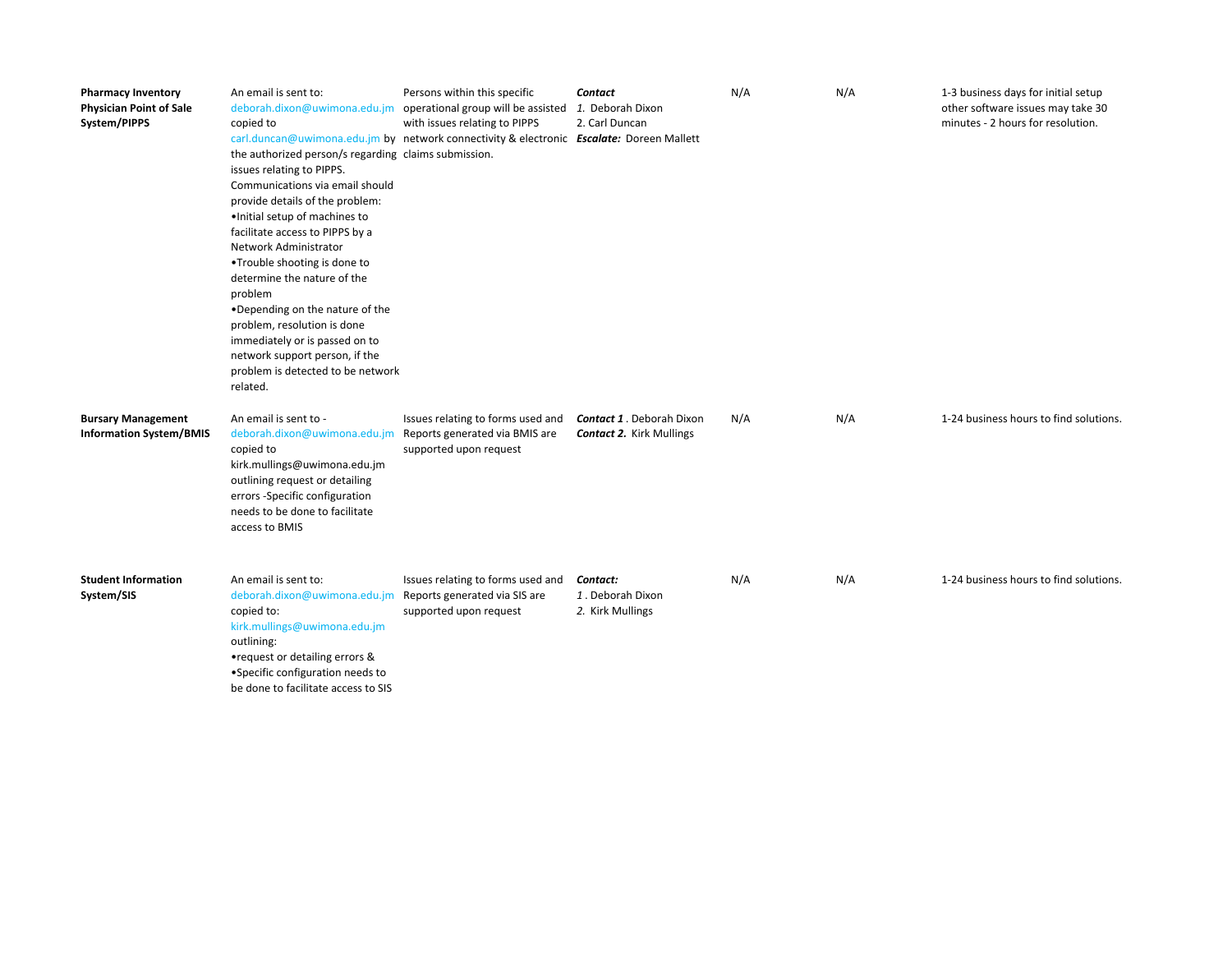| | | | | | | |
|---|---|---|---|---|---|---|
| **Pharmacy Inventory Physician Point of Sale System/PIPPS** | An email is sent to: deborah.dixon@uwimona.edu.jm copied to carl.duncan@uwimona.edu.jm by the authorized person/s regarding issues relating to PIPPS. Communications via email should provide details of the problem:<br>•Initial setup of machines to facilitate access to PIPPS by a Network Administrator<br>•Trouble shooting is done to determine the nature of the problem<br>•Depending on the nature of the problem, resolution is done immediately or is passed on to network support person, if the problem is detected to be network related. | Persons within this specific operational group will be assisted with issues relating to PIPPS network connectivity & electronic claims submission. | ***Contact***<br>*1.* Deborah Dixon<br>2. Carl Duncan<br>***Escalate:*** Doreen Mallett | N/A | N/A | 1-3 business days for initial setup other software issues may take 30 minutes - 2 hours for resolution. |
| **Bursary Management Information System/BMIS** | An email is sent to - deborah.dixon@uwimona.edu.jm copied to kirk.mullings@uwimona.edu.jm outlining request or detailing errors -Specific configuration needs to be done to facilitate access to BMIS | Issues relating to forms used and Reports generated via BMIS are supported upon request | ***Contact 1*** . Deborah Dixon<br>***Contact 2.*** Kirk Mullings | N/A | N/A | 1-24 business hours to find solutions. |
| **Student Information System/SIS** | An email is sent to: deborah.dixon@uwimona.edu.jm copied to: kirk.mullings@uwimona.edu.jm outlining:<br>•request or detailing errors &<br>•Specific configuration needs to be done to facilitate access to SIS | Issues relating to forms used and Reports generated via SIS are supported upon request | ***Contact:***<br>*1* . Deborah Dixon<br>*2.* Kirk Mullings | N/A | N/A | 1-24 business hours to find solutions. |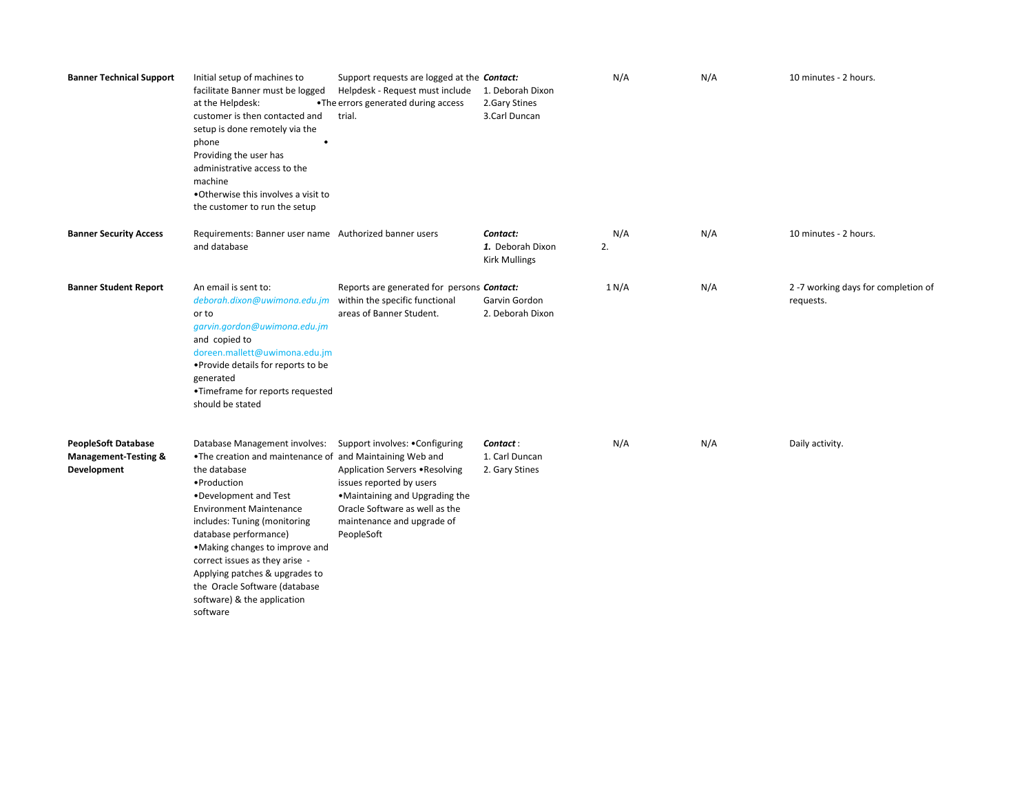| | | | | | | |
|---|---|---|---|---|---|---|
| **Banner Technical Support** | Initial setup of machines to facilitate Banner must be logged at the Helpdesk: •The customer is then contacted and setup is done remotely via the phone • Providing the user has administrative access to the machine •Otherwise this involves a visit to the customer to run the setup | Support requests are logged at the Helpdesk - Request must include errors generated during access trial. | ***Contact:*** 1. Deborah Dixon 2.Gary Stines 3.Carl Duncan | N/A | N/A | 10 minutes - 2 hours. |
| **Banner Security Access** | Requirements: Banner user name and database | Authorized banner users | ***Contact:*** ***1.*** Deborah Dixon 2. Kirk Mullings | N/A | N/A | 10 minutes - 2 hours. |
| **Banner Student Report** | An email is sent to: *deborah.dixon@uwimona.edu.jm* or to *garvin.gordon@uwimona.edu.jm* and copied to doreen.mallett@uwimona.edu.jm •Provide details for reports to be generated •Timeframe for reports requested should be stated | Reports are generated for persons within the specific functional areas of Banner Student. | ***Contact:*** 1 Garvin Gordon 2. Deborah Dixon | N/A | N/A | 2 -7 working days for completion of requests. |
| **PeopleSoft Database Management-Testing & Development** | Database Management involves: •The creation and maintenance of the database •Production •Development and Test Environment Maintenance includes: Tuning (monitoring database performance) •Making changes to improve and correct issues as they arise - Applying patches & upgrades to the Oracle Software (database software) & the application software | Support involves: •Configuring and Maintaining Web and Application Servers •Resolving issues reported by users •Maintaining and Upgrading the Oracle Software as well as the maintenance and upgrade of PeopleSoft | ***Contact*** : 1. Carl Duncan 2. Gary Stines | N/A | N/A | Daily activity. |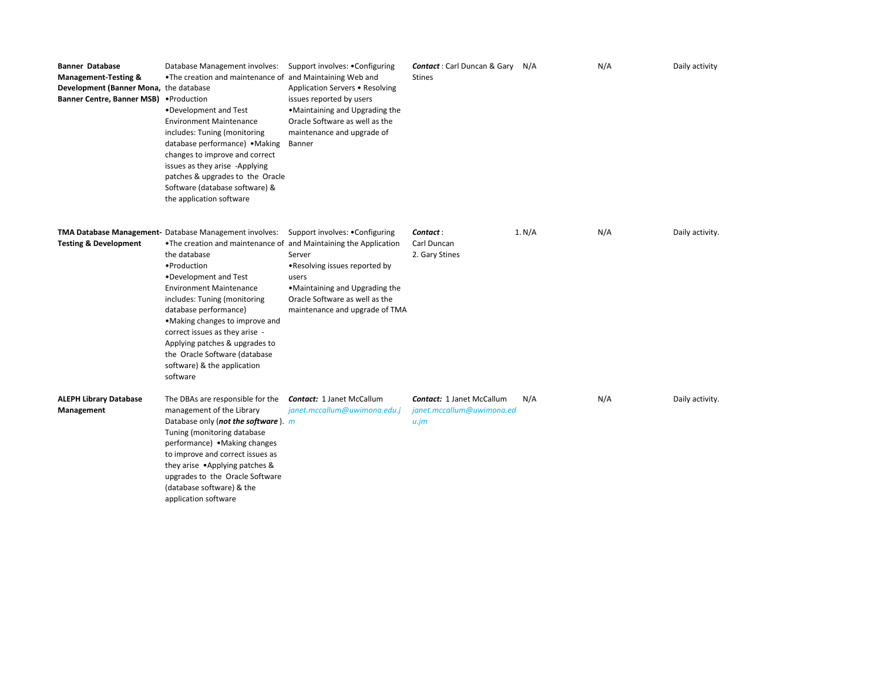| | | | | | | |
|---|---|---|---|---|---|---|
| **Banner Database Management-Testing & Development (Banner Mona, Banner Centre, Banner MSB)** | Database Management involves: •The creation and maintenance of the database •Production •Development and Test Environment Maintenance includes: Tuning (monitoring database performance) •Making changes to improve and correct issues as they arise -Applying patches & upgrades to the Oracle Software (database software) & the application software | Support involves: •Configuring and Maintaining Web and Application Servers • Resolving issues reported by users •Maintaining and Upgrading the Oracle Software as well as the maintenance and upgrade of Banner | ***Contact*** : Carl Duncan & Gary Stines | N/A | N/A | Daily activity |
| **TMA Database Management-Testing & Development** | Database Management involves: •The creation and maintenance of the database •Production •Development and Test Environment Maintenance includes: Tuning (monitoring database performance) •Making changes to improve and correct issues as they arise - Applying patches & upgrades to the Oracle Software (database software) & the application software | Support involves: •Configuring and Maintaining the Application Server •Resolving issues reported by users •Maintaining and Upgrading the Oracle Software as well as the maintenance and upgrade of TMA | ***Contact*** : Carl Duncan 2. Gary Stines | 1. N/A | N/A | Daily activity. |
| **ALEPH Library Database Management** | The DBAs are responsible for the management of the Library Database only (***not the software*** ). Tuning (monitoring database performance) •Making changes to improve and correct issues as they arise •Applying patches & upgrades to the Oracle Software (database software) & the application software | ***Contact:*** 1 Janet McCallum *janet.mccallum@uwimona.edu.jm* | ***Contact:*** 1 Janet McCallum *janet.mccallum@uwimona.edu.jm* | N/A | N/A | Daily activity. |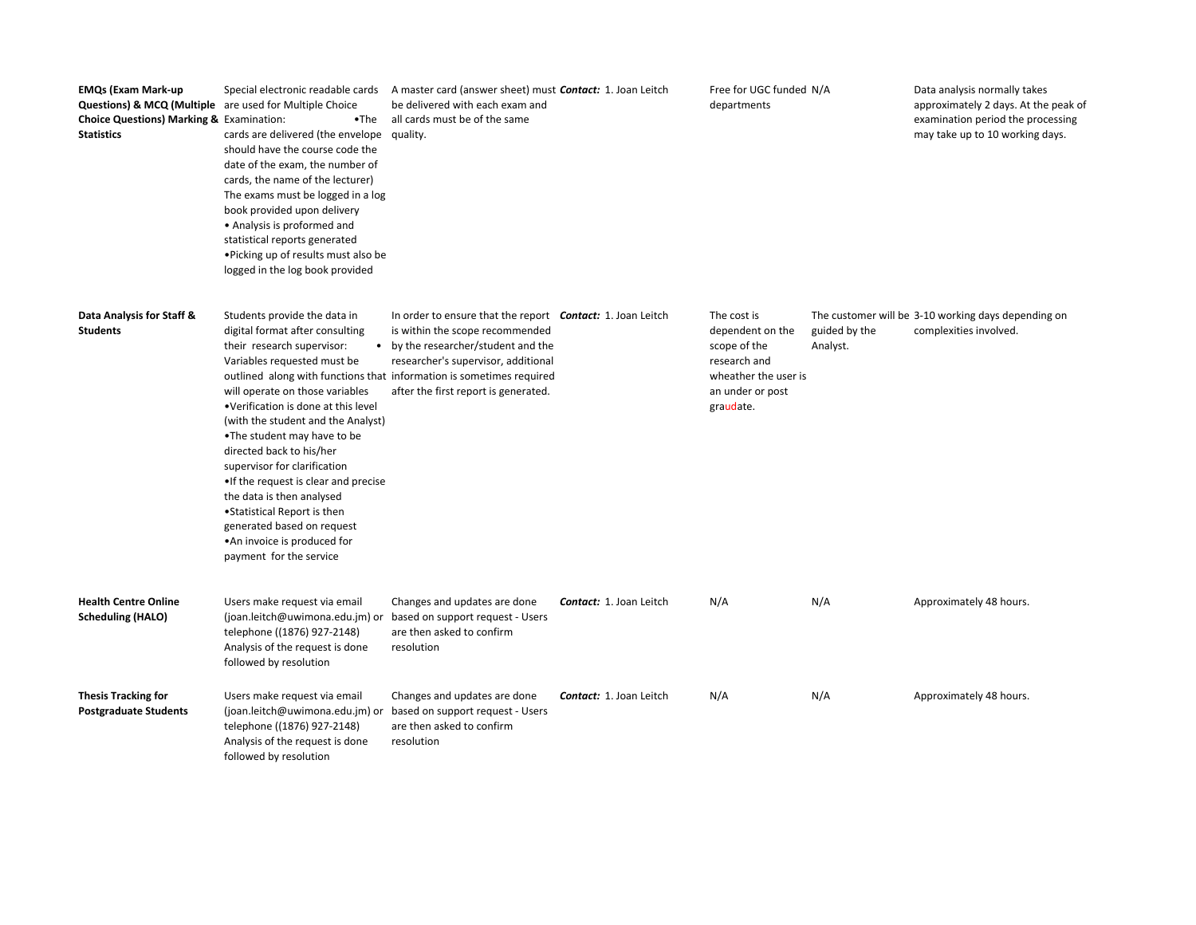| | | | | | | |
|---|---|---|---|---|---|---|
| **EMQs (Exam Mark-up Questions) & MCQ (Multiple Choice Questions) Marking & Statistics** | Special electronic readable cards are used for Multiple Choice Examination: •The cards are delivered (the envelope should have the course code the date of the exam, the number of cards, the name of the lecturer) The exams must be logged in a log book provided upon delivery • Analysis is proformed and statistical reports generated •Picking up of results must also be logged in the log book provided | A master card (answer sheet) must be delivered with each exam and all cards must be of the same quality. | ***Contact:*** 1. Joan Leitch | Free for UGC funded departments | N/A | Data analysis normally takes approximately 2 days. At the peak of examination period the processing may take up to 10 working days. |
| **Data Analysis for Staff & Students** | Students provide the data in digital format after consulting their research supervisor: • Variables requested must be outlined along with functions that will operate on those variables •Verification is done at this level (with the student and the Analyst) •The student may have to be directed back to his/her supervisor for clarification •If the request is clear and precise the data is then analysed •Statistical Report is then generated based on request •An invoice is produced for payment for the service | In order to ensure that the report is within the scope recommended by the researcher/student and the researcher's supervisor, additional information is sometimes required after the first report is generated. | ***Contact:*** 1. Joan Leitch | The cost is dependent on the scope of the research and wheather the user is an under or post graudate. | The customer will be guided by the Analyst. | 3-10 working days depending on complexities involved. |
| **Health Centre Online Scheduling (HALO)** | Users make request via email (joan.leitch@uwimona.edu.jm) or telephone ((1876) 927-2148) Analysis of the request is done followed by resolution | Changes and updates are done based on support request - Users are then asked to confirm resolution | ***Contact:*** 1. Joan Leitch | N/A | N/A | Approximately 48 hours. |
| **Thesis Tracking for Postgraduate Students** | Users make request via email (joan.leitch@uwimona.edu.jm) or telephone ((1876) 927-2148) Analysis of the request is done followed by resolution | Changes and updates are done based on support request - Users are then asked to confirm resolution | ***Contact:*** 1. Joan Leitch | N/A | N/A | Approximately 48 hours. |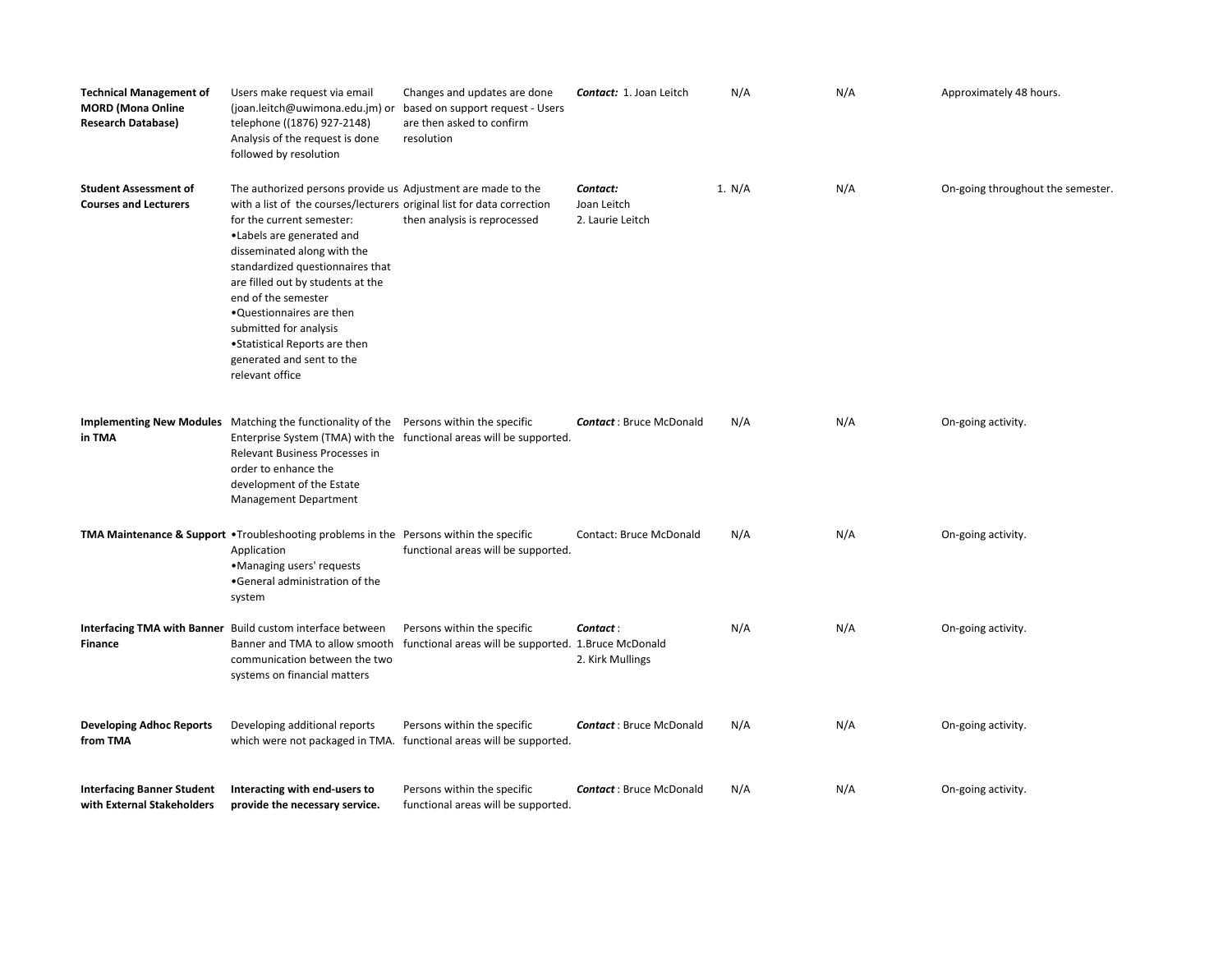| | | | | | | |
|---|---|---|---|---|---|---|
| **Technical Management of MORD (Mona Online Research Database)** | Users make request via email (joan.leitch@uwimona.edu.jm) or telephone ((1876) 927-2148) Analysis of the request is done followed by resolution | Changes and updates are done based on support request - Users are then asked to confirm resolution | ***Contact:*** 1. Joan Leitch | N/A | N/A | Approximately 48 hours. |
| **Student Assessment of Courses and Lecturers** | The authorized persons provide us with a list of the courses/lecturers for the current semester:<br>•Labels are generated and disseminated along with the standardized questionnaires that are filled out by students at the end of the semester<br>•Questionnaires are then submitted for analysis<br>•Statistical Reports are then generated and sent to the relevant office | Adjustment are made to the original list for data correction then analysis is reprocessed | ***Contact:***<br>Joan Leitch<br>2. Laurie Leitch | 1. N/A | N/A | On-going throughout the semester. |
| **Implementing New Modules in TMA** | Matching the functionality of the Enterprise System (TMA) with the Relevant Business Processes in order to enhance the development of the Estate Management Department | Persons within the specific functional areas will be supported. | ***Contact*** : Bruce McDonald | N/A | N/A | On-going activity. |
| **TMA Maintenance & Support** | •Troubleshooting problems in the Application<br>•Managing users' requests<br>•General administration of the system | Persons within the specific functional areas will be supported. | Contact: Bruce McDonald | N/A | N/A | On-going activity. |
| **Interfacing TMA with Banner Finance** | Build custom interface between Banner and TMA to allow smooth communication between the two systems on financial matters | Persons within the specific functional areas will be supported. | ***Contact*** :<br>1.Bruce McDonald<br>2. Kirk Mullings | N/A | N/A | On-going activity. |
| **Developing Adhoc Reports from TMA** | Developing additional reports which were not packaged in TMA. | Persons within the specific functional areas will be supported. | ***Contact*** : Bruce McDonald | N/A | N/A | On-going activity. |
| **Interfacing Banner Student with External Stakeholders** | **Interacting with end-users to provide the necessary service.** | Persons within the specific functional areas will be supported. | ***Contact*** : Bruce McDonald | N/A | N/A | On-going activity. |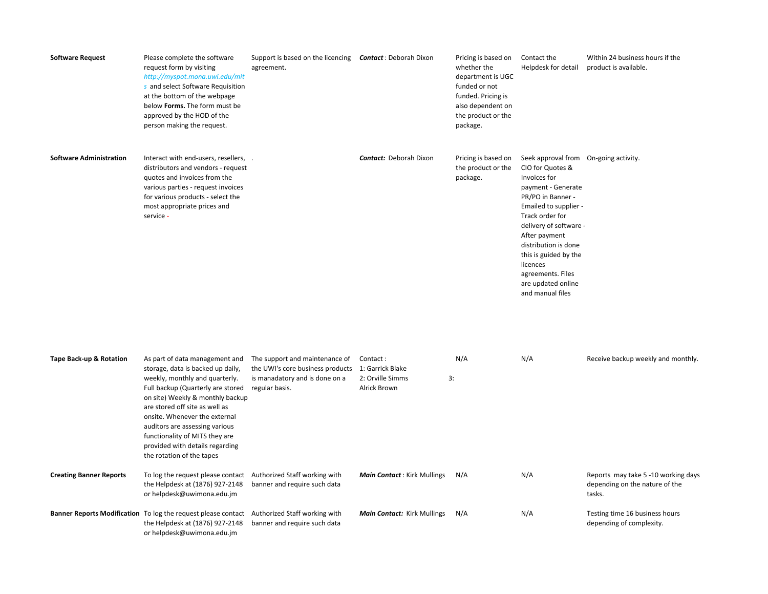| | | | | | | |
|---|---|---|---|---|---|---|
| **Software Request** | Please complete the software request form by visiting *http://myspot.mona.uwi.edu/mits* and select Software Requisition at the bottom of the webpage below **Forms.** The form must be approved by the HOD of the person making the request. | Support is based on the licencing agreement. | ***Contact*** : Deborah Dixon | Pricing is based on whether the department is UGC funded or not funded. Pricing is also dependent on the product or the package. | Contact the Helpdesk for detail | Within 24 business hours if the product is available. |
| **Software Administration** | Interact with end-users, resellers, distributors and vendors - request quotes and invoices from the various parties - request invoices for various products - select the most appropriate prices and service - | . | ***Contact:*** Deborah Dixon | Pricing is based on the product or the package. | Seek approval from CIO for Quotes & Invoices for payment - Generate PR/PO in Banner - Emailed to supplier - Track order for delivery of software - After payment distribution is done this is guided by the licences agreements. Files are updated online and manual files | On-going activity. |
| **Tape Back-up & Rotation** | As part of data management and storage, data is backed up daily, weekly, monthly and quarterly. Full backup (Quarterly are stored on site) Weekly & monthly backup are stored off site as well as onsite. Whenever the external auditors are assessing various functionality of MITS they are provided with details regarding the rotation of the tapes | The support and maintenance of the UWI's core business products is manadatory and is done on a regular basis. | Contact :<br>1: Garrick Blake<br>2: Orville Simms<br>3: Alrick Brown | N/A | N/A | Receive backup weekly and monthly. |
| **Creating Banner Reports** | To log the request please contact the Helpdesk at (1876) 927-2148 or helpdesk@uwimona.edu.jm | Authorized Staff working with banner and require such data | ***Main Contact*** : Kirk Mullings | N/A | N/A | Reports may take 5 -10 working days depending on the nature of the tasks. |
| **Banner Reports Modification** | To log the request please contact the Helpdesk at (1876) 927-2148 or helpdesk@uwimona.edu.jm | Authorized Staff working with banner and require such data | ***Main Contact:*** Kirk Mullings | N/A | N/A | Testing time 16 business hours depending of complexity. |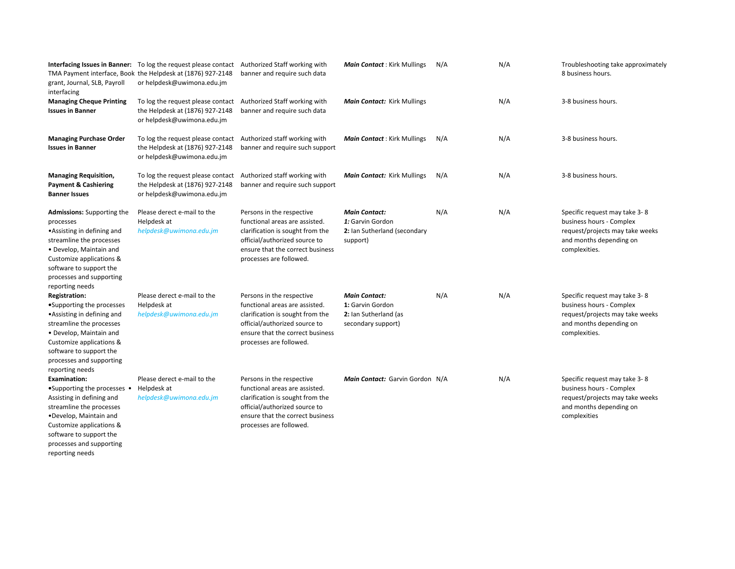| | | | | | | |
|---|---|---|---|---|---|---|
| **Interfacing Issues in Banner:** TMA Payment interface, Book grant, Journal, SLB, Payroll interfacing | To log the request please contact the Helpdesk at (1876) 927-2148 or helpdesk@uwimona.edu.jm | Authorized Staff working with banner and require such data | ***Main Contact*** : Kirk Mullings | N/A | N/A | Troubleshooting take approximately 8 business hours. |
| **Managing Cheque Printing Issues in Banner** | To log the request please contact the Helpdesk at (1876) 927-2148 or helpdesk@uwimona.edu.jm | Authorized Staff working with banner and require such data | ***Main Contact:*** Kirk Mullings | | N/A | 3-8 business hours. |
| **Managing Purchase Order Issues in Banner** | To log the request please contact the Helpdesk at (1876) 927-2148 or helpdesk@uwimona.edu.jm | Authorized staff working with banner and require such support | ***Main Contact*** : Kirk Mullings | N/A | N/A | 3-8 business hours. |
| **Managing Requisition, Payment & Cashiering Banner Issues** | To log the request please contact the Helpdesk at (1876) 927-2148 or helpdesk@uwimona.edu.jm | Authorized staff working with banner and require such support | ***Main Contact:*** Kirk Mullings | N/A | N/A | 3-8 business hours. |
| **Admissions:** Supporting the processes •Assisting in defining and streamline the processes • Develop, Maintain and Customize applications & software to support the processes and supporting reporting needs | Please derect e-mail to the Helpdesk at *helpdesk@uwimona.edu.jm* | Persons in the respective functional areas are assisted. clarification is sought from the official/authorized source to ensure that the correct business processes are followed. | ***Main Contact:*** ***1:*** Garvin Gordon **2:** Ian Sutherland (secondary support) | N/A | N/A | Specific request may take 3- 8 business hours - Complex request/projects may take weeks and months depending on complexities. |
| **Registration:** •Supporting the processes •Assisting in defining and streamline the processes • Develop, Maintain and Customize applications & software to support the processes and supporting reporting needs | Please derect e-mail to the Helpdesk at *helpdesk@uwimona.edu.jm* | Persons in the respective functional areas are assisted. clarification is sought from the official/authorized source to ensure that the correct business processes are followed. | ***Main Contact:*** **1:** Garvin Gordon **2:** Ian Sutherland (as secondary support) | N/A | N/A | Specific request may take 3- 8 business hours - Complex request/projects may take weeks and months depending on complexities. |
| **Examination:** •Supporting the processes • Assisting in defining and streamline the processes •Develop, Maintain and Customize applications & software to support the processes and supporting reporting needs | Please derect e-mail to the Helpdesk at *helpdesk@uwimona.edu.jm* | Persons in the respective functional areas are assisted. clarification is sought from the official/authorized source to ensure that the correct business processes are followed. | ***Main Contact:*** Garvin Gordon | N/A | N/A | Specific request may take 3- 8 business hours - Complex request/projects may take weeks and months depending on complexities |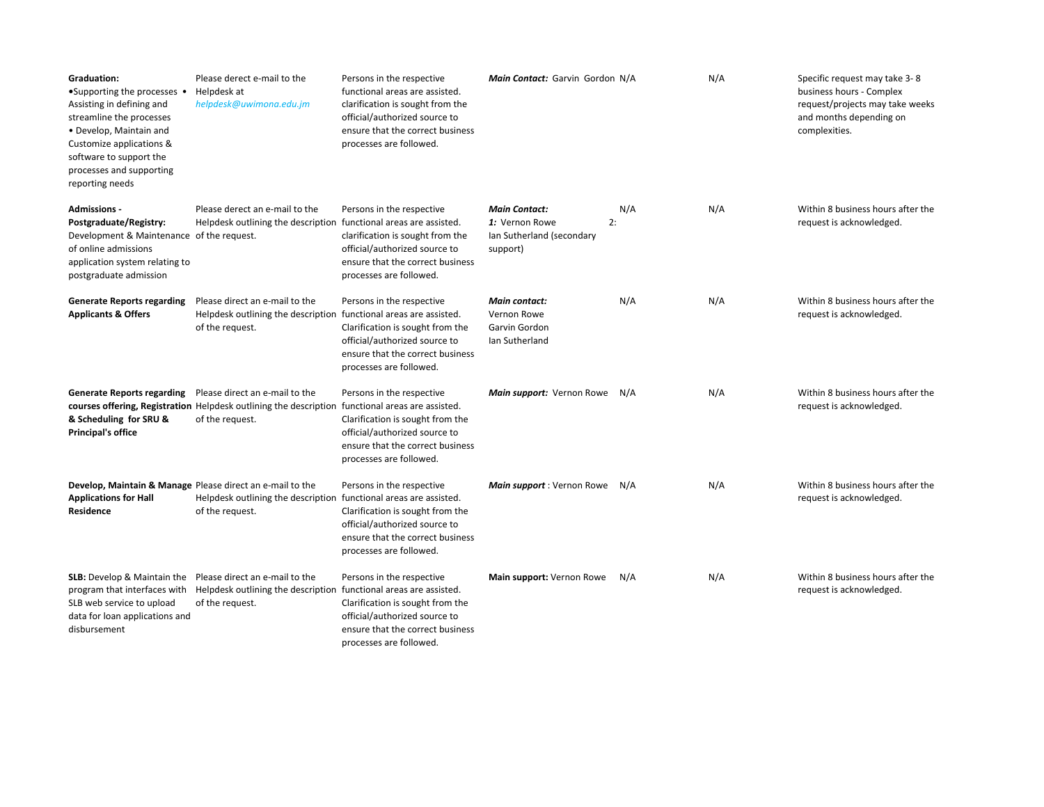| | | | | | | |
|---|---|---|---|---|---|---|
| **Graduation:** •Supporting the processes • Assisting in defining and streamline the processes • Develop, Maintain and Customize applications & software to support the processes and supporting reporting needs | Please derect e-mail to the Helpdesk at *helpdesk@uwimona.edu.jm* | Persons in the respective functional areas are assisted. clarification is sought from the official/authorized source to ensure that the correct business processes are followed. | ***Main Contact:*** Garvin Gordon | N/A | N/A | Specific request may take 3- 8 business hours - Complex request/projects may take weeks and months depending on complexities. |
| **Admissions - Postgraduate/Registry:** Development & Maintenance of online admissions application system relating to postgraduate admission | Please derect an e-mail to the Helpdesk outlining the description of the request. | Persons in the respective functional areas are assisted. clarification is sought from the official/authorized source to ensure that the correct business processes are followed. | ***Main Contact:*** ***1:*** Vernon Rowe 2: Ian Sutherland (secondary support) | N/A | N/A | Within 8 business hours after the request is acknowledged. |
| **Generate Reports regarding Applicants & Offers** | Please direct an e-mail to the Helpdesk outlining the description of the request. | Persons in the respective functional areas are assisted. Clarification is sought from the official/authorized source to ensure that the correct business processes are followed. | ***Main contact:*** Vernon Rowe Garvin Gordon Ian Sutherland | N/A | N/A | Within 8 business hours after the request is acknowledged. |
| **Generate Reports regarding courses offering, Registration & Scheduling for SRU & Principal's office** | Please direct an e-mail to the Helpdesk outlining the description of the request. | Persons in the respective functional areas are assisted. Clarification is sought from the official/authorized source to ensure that the correct business processes are followed. | ***Main support:*** Vernon Rowe | N/A | N/A | Within 8 business hours after the request is acknowledged. |
| **Develop, Maintain & Manage Applications for Hall Residence** | Please direct an e-mail to the Helpdesk outlining the description of the request. | Persons in the respective functional areas are assisted. Clarification is sought from the official/authorized source to ensure that the correct business processes are followed. | ***Main support*** : Vernon Rowe | N/A | N/A | Within 8 business hours after the request is acknowledged. |
| **SLB:** Develop & Maintain the program that interfaces with SLB web service to upload data for loan applications and disbursement | Please direct an e-mail to the Helpdesk outlining the description of the request. | Persons in the respective functional areas are assisted. Clarification is sought from the official/authorized source to ensure that the correct business processes are followed. | **Main support:** Vernon Rowe | N/A | N/A | Within 8 business hours after the request is acknowledged. |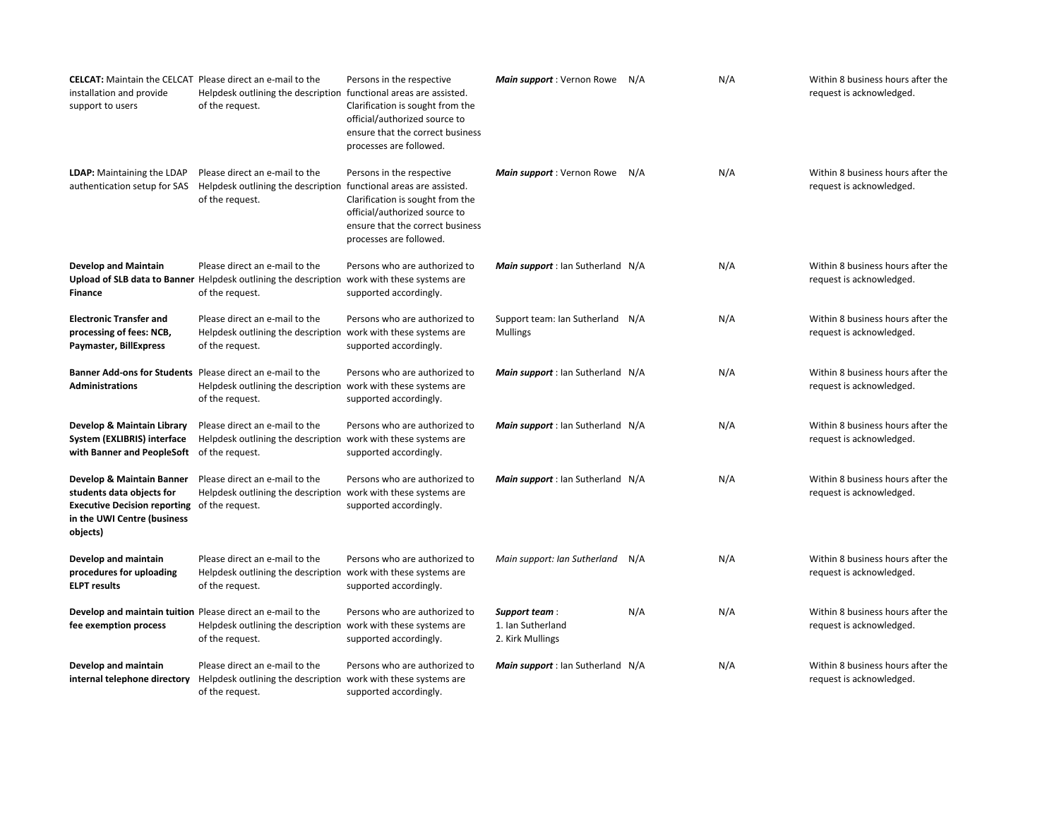| | | | | | | |
|---|---|---|---|---|---|---|
| **CELCAT:** Maintain the CELCAT installation and provide support to users | Please direct an e-mail to the Helpdesk outlining the description of the request. | Persons in the respective functional areas are assisted. Clarification is sought from the official/authorized source to ensure that the correct business processes are followed. | ***Main support*** : Vernon Rowe | N/A | N/A | Within 8 business hours after the request is acknowledged. |
| **LDAP:** Maintaining the LDAP authentication setup for SAS | Please direct an e-mail to the Helpdesk outlining the description of the request. | Persons in the respective functional areas are assisted. Clarification is sought from the official/authorized source to ensure that the correct business processes are followed. | ***Main support*** : Vernon Rowe | N/A | N/A | Within 8 business hours after the request is acknowledged. |
| **Develop and Maintain Upload of SLB data to Banner Finance** | Please direct an e-mail to the Helpdesk outlining the description of the request. | Persons who are authorized to work with these systems are supported accordingly. | ***Main support*** : Ian Sutherland | N/A | N/A | Within 8 business hours after the request is acknowledged. |
| **Electronic Transfer and processing of fees: NCB, Paymaster, BillExpress** | Please direct an e-mail to the Helpdesk outlining the description of the request. | Persons who are authorized to work with these systems are supported accordingly. | Support team: Ian Sutherland Mullings | N/A | N/A | Within 8 business hours after the request is acknowledged. |
| **Banner Add-ons for Students Administrations** | Please direct an e-mail to the Helpdesk outlining the description of the request. | Persons who are authorized to work with these systems are supported accordingly. | ***Main support*** : Ian Sutherland | N/A | N/A | Within 8 business hours after the request is acknowledged. |
| **Develop & Maintain Library System (EXLIBRIS) interface with Banner and PeopleSoft** | Please direct an e-mail to the Helpdesk outlining the description of the request. | Persons who are authorized to work with these systems are supported accordingly. | ***Main support*** : Ian Sutherland | N/A | N/A | Within 8 business hours after the request is acknowledged. |
| **Develop & Maintain Banner students data objects for Executive Decision reporting in the UWI Centre (business objects)** | Please direct an e-mail to the Helpdesk outlining the description of the request. | Persons who are authorized to work with these systems are supported accordingly. | ***Main support*** : Ian Sutherland | N/A | N/A | Within 8 business hours after the request is acknowledged. |
| **Develop and maintain procedures for uploading ELPT results** | Please direct an e-mail to the Helpdesk outlining the description of the request. | Persons who are authorized to work with these systems are supported accordingly. | *Main support: Ian Sutherland* | N/A | N/A | Within 8 business hours after the request is acknowledged. |
| **Develop and maintain tuition fee exemption process** | Please direct an e-mail to the Helpdesk outlining the description of the request. | Persons who are authorized to work with these systems are supported accordingly. | ***Support team*** :<br>1. Ian Sutherland<br>2. Kirk Mullings | N/A | N/A | Within 8 business hours after the request is acknowledged. |
| **Develop and maintain internal telephone directory** | Please direct an e-mail to the Helpdesk outlining the description of the request. | Persons who are authorized to work with these systems are supported accordingly. | ***Main support*** : Ian Sutherland | N/A | N/A | Within 8 business hours after the request is acknowledged. |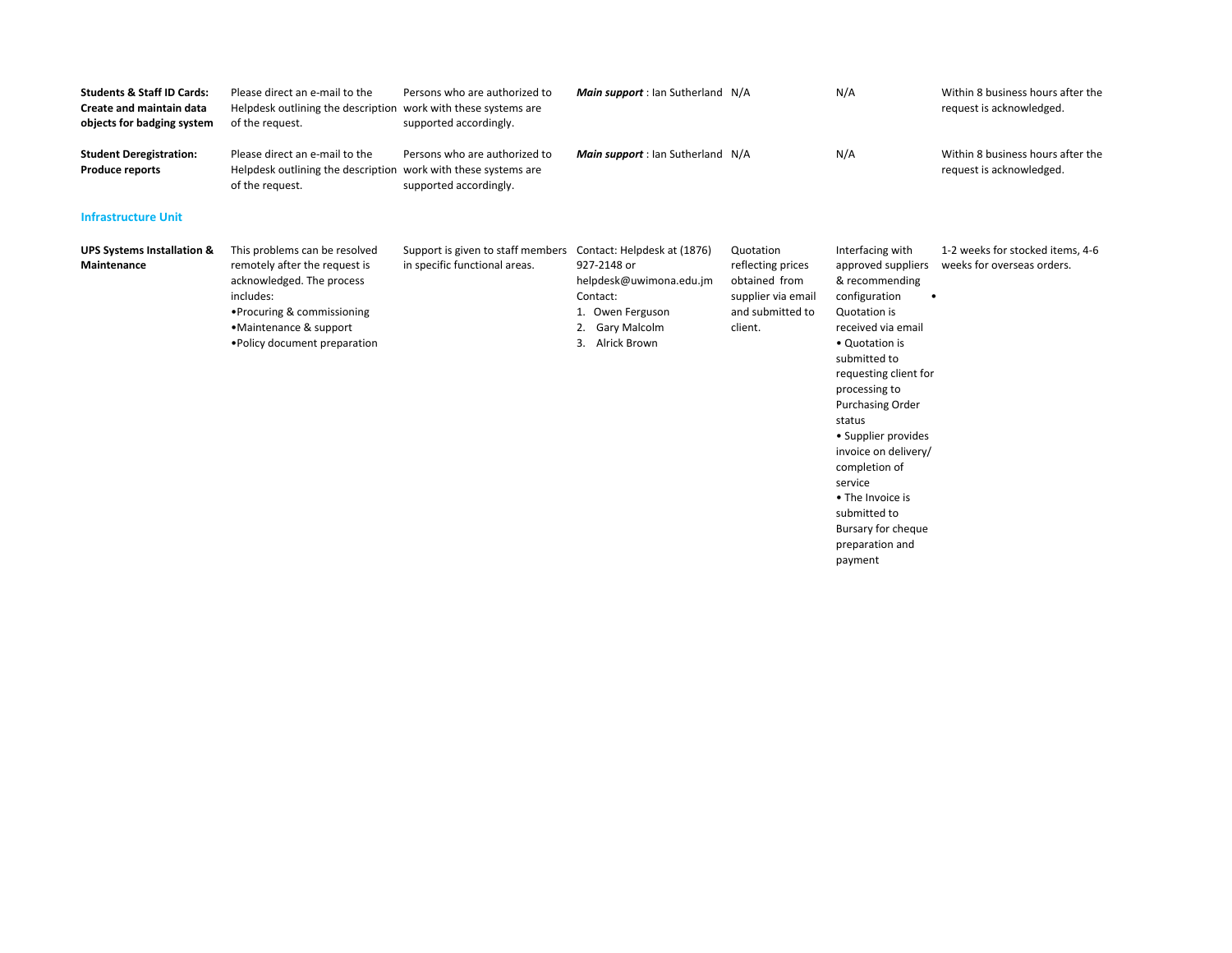| | | | | | | |
|---|---|---|---|---|---|---|
| **Students & Staff ID Cards: Create and maintain data objects for badging system** | Please direct an e-mail to the Helpdesk outlining the description of the request. | Persons who are authorized to work with these systems are supported accordingly. | ***Main support*** : Ian Sutherland | N/A | N/A | Within 8 business hours after the request is acknowledged. |
| **Student Deregistration: Produce reports** | Please direct an e-mail to the Helpdesk outlining the description of the request. | Persons who are authorized to work with these systems are supported accordingly. | ***Main support*** : Ian Sutherland | N/A | N/A | Within 8 business hours after the request is acknowledged. |

### Infrastructure Unit

| | | | | | | |
|---|---|---|---|---|---|---|
| **UPS Systems Installation & Maintenance** | This problems can be resolved remotely after the request is acknowledged. The process includes:<br>•Procuring & commissioning<br>•Maintenance & support<br>•Policy document preparation | Support is given to staff members in specific functional areas. | Contact: Helpdesk at (1876) 927-2148 or helpdesk@uwimona.edu.jm<br>Contact:<br>1. Owen Ferguson<br>2. Gary Malcolm<br>3. Alrick Brown | Quotation reflecting prices obtained from supplier via email and submitted to client. | Interfacing with approved suppliers & recommending configuration<br>• Quotation is received via email<br>• Quotation is submitted to requesting client for processing to Purchasing Order status<br>• Supplier provides invoice on delivery/ completion of service<br>• The Invoice is submitted to Bursary for cheque preparation and payment | 1-2 weeks for stocked items, 4-6 weeks for overseas orders. |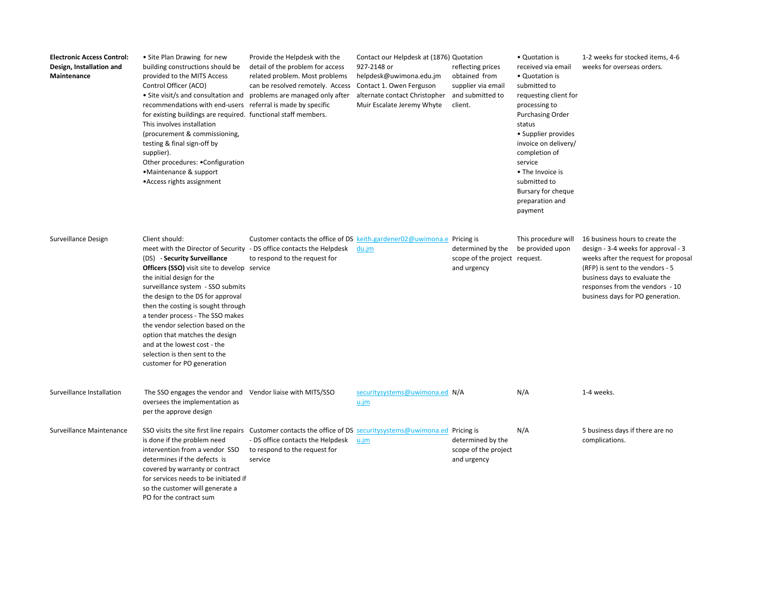| | | | | | | |
|---|---|---|---|---|---|---|
| **Electronic Access Control: Design, Installation and Maintenance** | • Site Plan Drawing for new building constructions should be provided to the MITS Access Control Officer (ACO)<br>• Site visit/s and consultation and recommendations with end-users for existing buildings are required. This involves installation (procurement & commissioning, testing & final sign-off by supplier).<br>Other procedures: •Configuration<br>•Maintenance & support<br>•Access rights assignment | Provide the Helpdesk with the detail of the problem for access related problem. Most problems can be resolved remotely. Access problems are managed only after referral is made by specific functional staff members. | Contact our Helpdesk at (1876) 927-2148 or helpdesk@uwimona.edu.jm Contact 1. Owen Ferguson alternate contact Christopher Muir Escalate Jeremy Whyte | Quotation reflecting prices obtained from supplier via email and submitted to client. | • Quotation is received via email<br>• Quotation is submitted to requesting client for processing to Purchasing Order status<br>• Supplier provides invoice on delivery/ completion of service<br>• The Invoice is submitted to Bursary for cheque preparation and payment | 1-2 weeks for stocked items, 4-6 weeks for overseas orders. |
| Surveillance Design | Client should:<br>meet with the Director of Security (DS) - **Security Surveillance Officers (SSO)** visit site to develop the initial design for the surveillance system - SSO submits the design to the DS for approval then the costing is sought through a tender process - The SSO makes the vendor selection based on the option that matches the design and at the lowest cost - the selection is then sent to the customer for PO generation | Customer contacts the office of DS - DS office contacts the Helpdesk to respond to the request for service | keith.gardener02@uwimona.edu.jm | Pricing is determined by the scope of the project and urgency | This procedure will be provided upon request. | 16 business hours to create the design - 3-4 weeks for approval - 3 weeks after the request for proposal (RFP) is sent to the vendors - 5 business days to evaluate the responses from the vendors - 10 business days for PO generation. |
| Surveillance Installation | The SSO engages the vendor and oversees the implementation as per the approve design | Vendor liaise with MITS/SSO | securitysystems@uwimona.edu.jm | N/A | N/A | 1-4 weeks. |
| Surveillance Maintenance | SSO visits the site first line repairs is done if the problem need intervention from a vendor SSO determines if the defects is covered by warranty or contract for services needs to be initiated if so the customer will generate a PO for the contract sum | Customer contacts the office of DS - DS office contacts the Helpdesk to respond to the request for service | securitysystems@uwimona.edu.jm | Pricing is determined by the scope of the project and urgency | N/A | 5 business days if there are no complications. |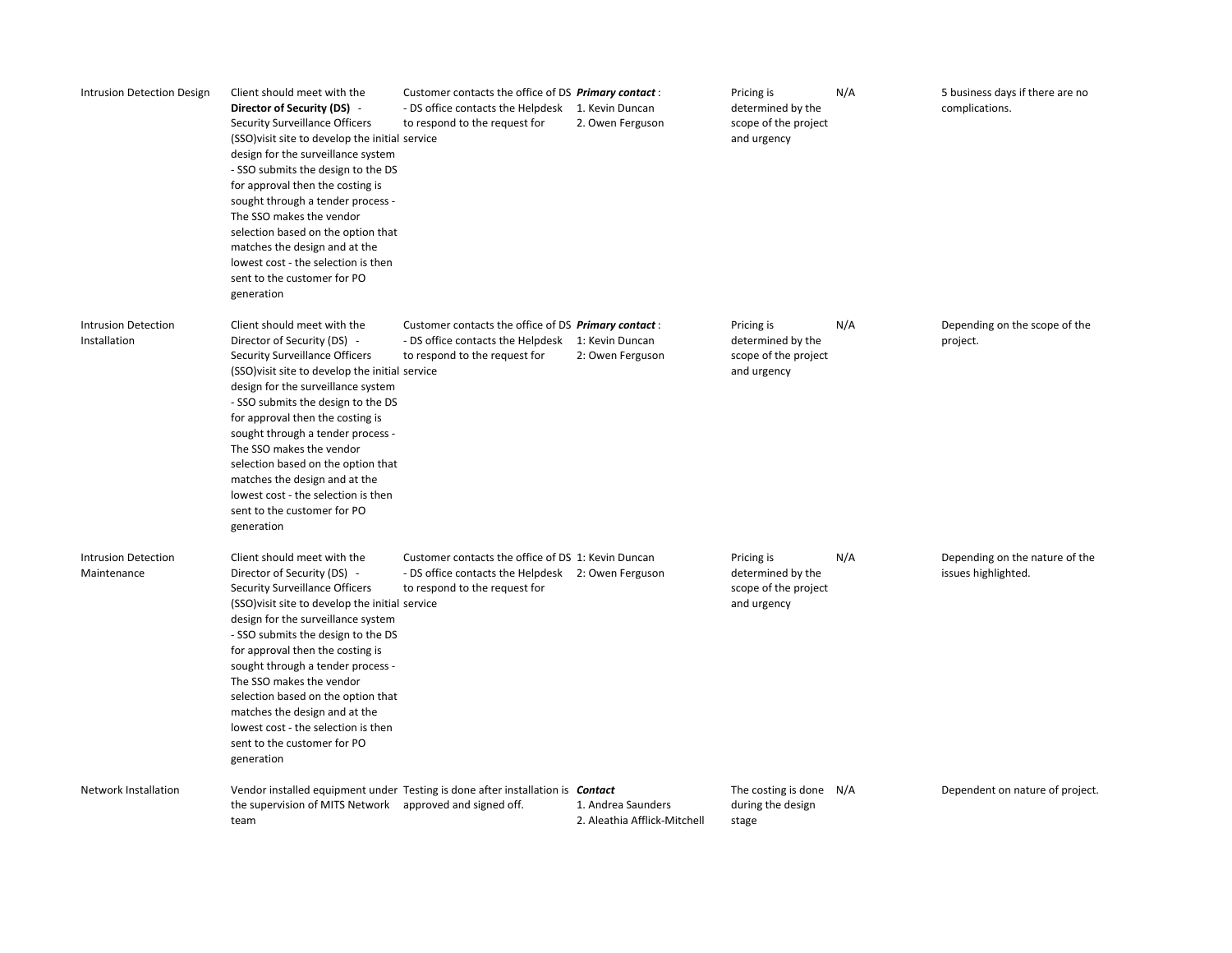| | | | | | | |
|---|---|---|---|---|---|---|
| Intrusion Detection Design | Client should meet with the **Director of Security (DS)** - Security Surveillance Officers (SSO)visit site to develop the initial design for the surveillance system - SSO submits the design to the DS for approval then the costing is sought through a tender process - The SSO makes the vendor selection based on the option that matches the design and at the lowest cost - the selection is then sent to the customer for PO generation | Customer contacts the office of DS - DS office contacts the Helpdesk to respond to the request for service | ***Primary contact*** : 1. Kevin Duncan 2. Owen Ferguson | Pricing is determined by the scope of the project and urgency | N/A | 5 business days if there are no complications. |
| Intrusion Detection Installation | Client should meet with the Director of Security (DS) - Security Surveillance Officers (SSO)visit site to develop the initial design for the surveillance system - SSO submits the design to the DS for approval then the costing is sought through a tender process - The SSO makes the vendor selection based on the option that matches the design and at the lowest cost - the selection is then sent to the customer for PO generation | Customer contacts the office of DS - DS office contacts the Helpdesk to respond to the request for service | ***Primary contact*** : 1: Kevin Duncan 2: Owen Ferguson | Pricing is determined by the scope of the project and urgency | N/A | Depending on the scope of the project. |
| Intrusion Detection Maintenance | Client should meet with the Director of Security (DS) - Security Surveillance Officers (SSO)visit site to develop the initial design for the surveillance system - SSO submits the design to the DS for approval then the costing is sought through a tender process - The SSO makes the vendor selection based on the option that matches the design and at the lowest cost - the selection is then sent to the customer for PO generation | Customer contacts the office of DS - DS office contacts the Helpdesk to respond to the request for service | 1: Kevin Duncan 2: Owen Ferguson | Pricing is determined by the scope of the project and urgency | N/A | Depending on the nature of the issues highlighted. |
| Network Installation | Vendor installed equipment under the supervision of MITS Network team | Testing is done after installation is approved and signed off. | ***Contact*** 1. Andrea Saunders 2. Aleathia Afflick-Mitchell | The costing is done during the design stage | N/A | Dependent on nature of project. |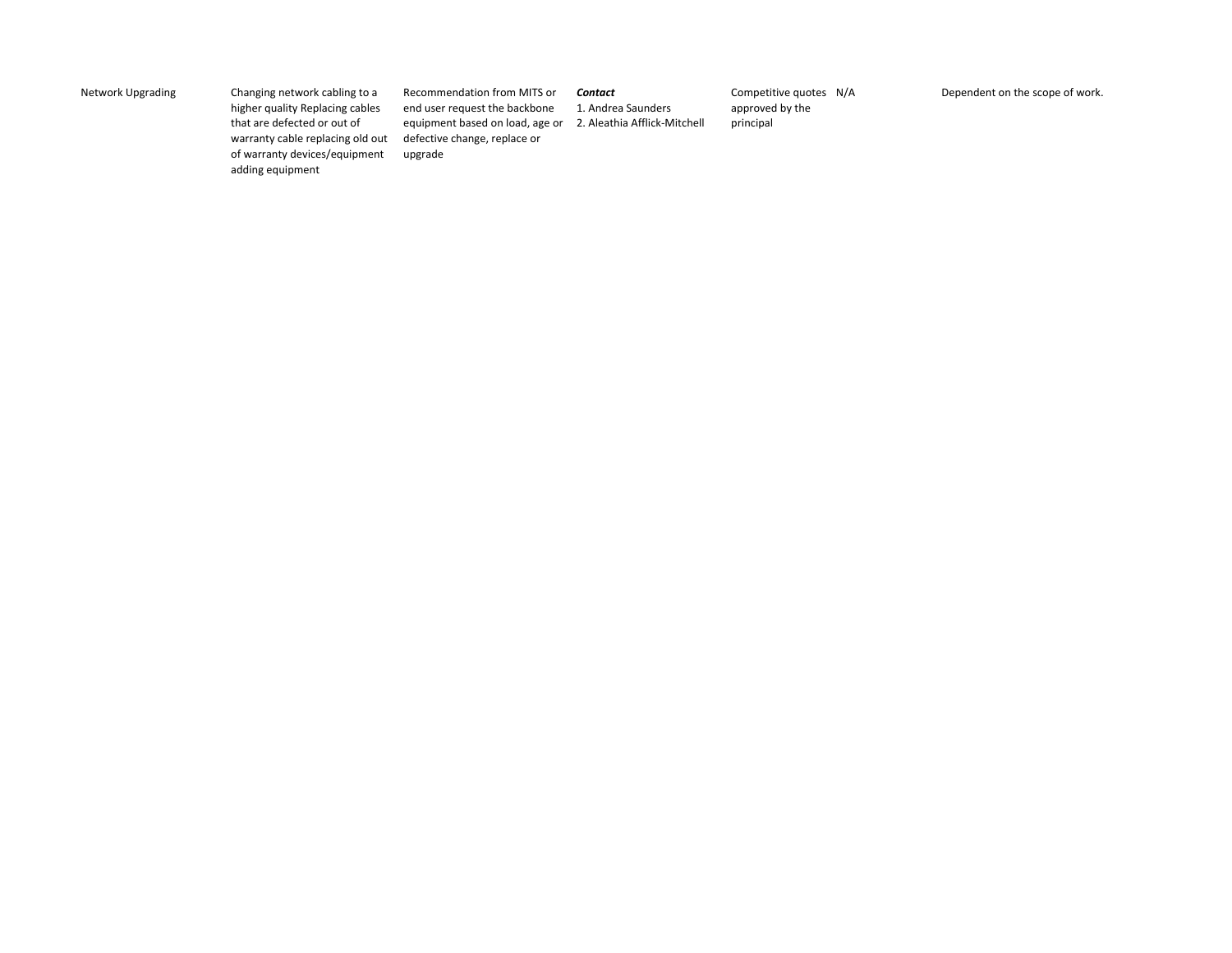| | | | | | | | |
|---|---|---|---|---|---|---|---|
| Network Upgrading | Changing network cabling to a higher quality Replacing cables that are defected or out of warranty cable replacing old out of warranty devices/equipment adding equipment | Recommendation from MITS or end user request the backbone equipment based on load, age or defective change, replace or upgrade | ***Contact*** 1. Andrea Saunders 2. Aleathia Afflick-Mitchell | Competitive quotes approved by the principal | N/A | | Dependent on the scope of work. |